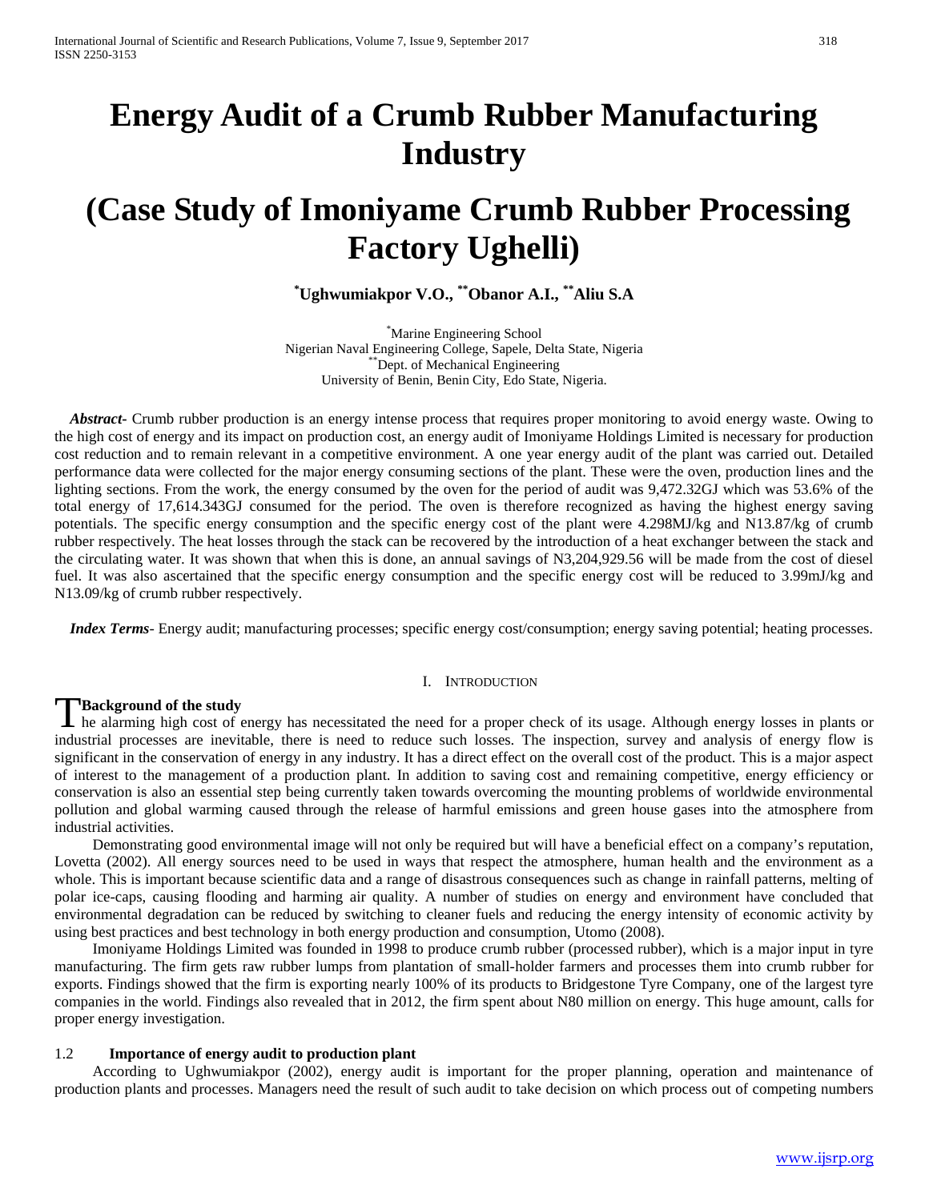# Energy Audit of a Crumb Rubber Manufacturing Industry

# (Case Study of Imoniyame Crumb Rubber Processing Factory Ughelli)

**[*]Ughwumiakpor V.O., [**]Obanor A.I., [**]Aliu S.A**

[*]Marine Engineering School
Nigerian Naval Engineering College, Sapele, Delta State, Nigeria
[**]Dept. of Mechanical Engineering
University of Benin, Benin City, Edo State, Nigeria.

***Abstract-*** Crumb rubber production is an energy intense process that requires proper monitoring to avoid energy waste. Owing to the high cost of energy and its impact on production cost, an energy audit of Imoniyame Holdings Limited is necessary for production cost reduction and to remain relevant in a competitive environment. A one year energy audit of the plant was carried out. Detailed performance data were collected for the major energy consuming sections of the plant. These were the oven, production lines and the lighting sections. From the work, the energy consumed by the oven for the period of audit was 9,472.32GJ which was 53.6% of the total energy of 17,614.343GJ consumed for the period. The oven is therefore recognized as having the highest energy saving potentials. The specific energy consumption and the specific energy cost of the plant were 4.298MJ/kg and N13.87/kg of crumb rubber respectively. The heat losses through the stack can be recovered by the introduction of a heat exchanger between the stack and the circulating water. It was shown that when this is done, an annual savings of N3,204,929.56 will be made from the cost of diesel fuel. It was also ascertained that the specific energy consumption and the specific energy cost will be reduced to 3.99mJ/kg and N13.09/kg of crumb rubber respectively.

***Index Terms-*** Energy audit; manufacturing processes; specific energy cost/consumption; energy saving potential; heating processes.

## I. Introduction

### Background of the study

The alarming high cost of energy has necessitated the need for a proper check of its usage. Although energy losses in plants or industrial processes are inevitable, there is need to reduce such losses. The inspection, survey and analysis of energy flow is significant in the conservation of energy in any industry. It has a direct effect on the overall cost of the product. This is a major aspect of interest to the management of a production plant. In addition to saving cost and remaining competitive, energy efficiency or conservation is also an essential step being currently taken towards overcoming the mounting problems of worldwide environmental pollution and global warming caused through the release of harmful emissions and green house gases into the atmosphere from industrial activities.

Demonstrating good environmental image will not only be required but will have a beneficial effect on a company's reputation, Lovetta (2002). All energy sources need to be used in ways that respect the atmosphere, human health and the environment as a whole. This is important because scientific data and a range of disastrous consequences such as change in rainfall patterns, melting of polar ice-caps, causing flooding and harming air quality. A number of studies on energy and environment have concluded that environmental degradation can be reduced by switching to cleaner fuels and reducing the energy intensity of economic activity by using best practices and best technology in both energy production and consumption, Utomo (2008).

Imoniyame Holdings Limited was founded in 1998 to produce crumb rubber (processed rubber), which is a major input in tyre manufacturing. The firm gets raw rubber lumps from plantation of small-holder farmers and processes them into crumb rubber for exports. Findings showed that the firm is exporting nearly 100% of its products to Bridgestone Tyre Company, one of the largest tyre companies in the world. Findings also revealed that in 2012, the firm spent about N80 million on energy. This huge amount, calls for proper energy investigation.

### 1.2 Importance of energy audit to production plant

According to Ughwumiakpor (2002), energy audit is important for the proper planning, operation and maintenance of production plants and processes. Managers need the result of such audit to take decision on which process out of competing numbers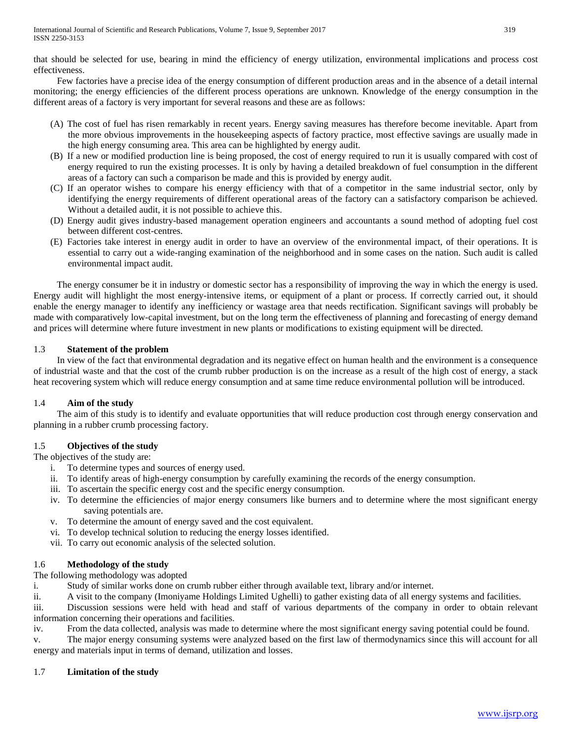that should be selected for use, bearing in mind the efficiency of energy utilization, environmental implications and process cost effectiveness.

Few factories have a precise idea of the energy consumption of different production areas and in the absence of a detail internal monitoring; the energy efficiencies of the different process operations are unknown. Knowledge of the energy consumption in the different areas of a factory is very important for several reasons and these are as follows:

(A) The cost of fuel has risen remarkably in recent years. Energy saving measures has therefore become inevitable. Apart from the more obvious improvements in the housekeeping aspects of factory practice, most effective savings are usually made in the high energy consuming area. This area can be highlighted by energy audit.

(B) If a new or modified production line is being proposed, the cost of energy required to run it is usually compared with cost of energy required to run the existing processes. It is only by having a detailed breakdown of fuel consumption in the different areas of a factory can such a comparison be made and this is provided by energy audit.

(C) If an operator wishes to compare his energy efficiency with that of a competitor in the same industrial sector, only by identifying the energy requirements of different operational areas of the factory can a satisfactory comparison be achieved. Without a detailed audit, it is not possible to achieve this.

(D) Energy audit gives industry-based management operation engineers and accountants a sound method of adopting fuel cost between different cost-centres.

(E) Factories take interest in energy audit in order to have an overview of the environmental impact, of their operations. It is essential to carry out a wide-ranging examination of the neighborhood and in some cases on the nation. Such audit is called environmental impact audit.

The energy consumer be it in industry or domestic sector has a responsibility of improving the way in which the energy is used. Energy audit will highlight the most energy-intensive items, or equipment of a plant or process. If correctly carried out, it should enable the energy manager to identify any inefficiency or wastage area that needs rectification. Significant savings will probably be made with comparatively low-capital investment, but on the long term the effectiveness of planning and forecasting of energy demand and prices will determine where future investment in new plants or modifications to existing equipment will be directed.

### 1.3 Statement of the problem

In view of the fact that environmental degradation and its negative effect on human health and the environment is a consequence of industrial waste and that the cost of the crumb rubber production is on the increase as a result of the high cost of energy, a stack heat recovering system which will reduce energy consumption and at same time reduce environmental pollution will be introduced.

### 1.4 Aim of the study

The aim of this study is to identify and evaluate opportunities that will reduce production cost through energy conservation and planning in a rubber crumb processing factory.

### 1.5 Objectives of the study

The objectives of the study are:

i. To determine types and sources of energy used.
ii. To identify areas of high-energy consumption by carefully examining the records of the energy consumption.
iii. To ascertain the specific energy cost and the specific energy consumption.
iv. To determine the efficiencies of major energy consumers like burners and to determine where the most significant energy saving potentials are.
v. To determine the amount of energy saved and the cost equivalent.
vi. To develop technical solution to reducing the energy losses identified.
vii. To carry out economic analysis of the selected solution.

### 1.6 Methodology of the study

The following methodology was adopted

i. Study of similar works done on crumb rubber either through available text, library and/or internet.
ii. A visit to the company (Imoniyame Holdings Limited Ughelli) to gather existing data of all energy systems and facilities.
iii. Discussion sessions were held with head and staff of various departments of the company in order to obtain relevant information concerning their operations and facilities.
iv. From the data collected, analysis was made to determine where the most significant energy saving potential could be found.
v. The major energy consuming systems were analyzed based on the first law of thermodynamics since this will account for all energy and materials input in terms of demand, utilization and losses.

### 1.7 Limitation of the study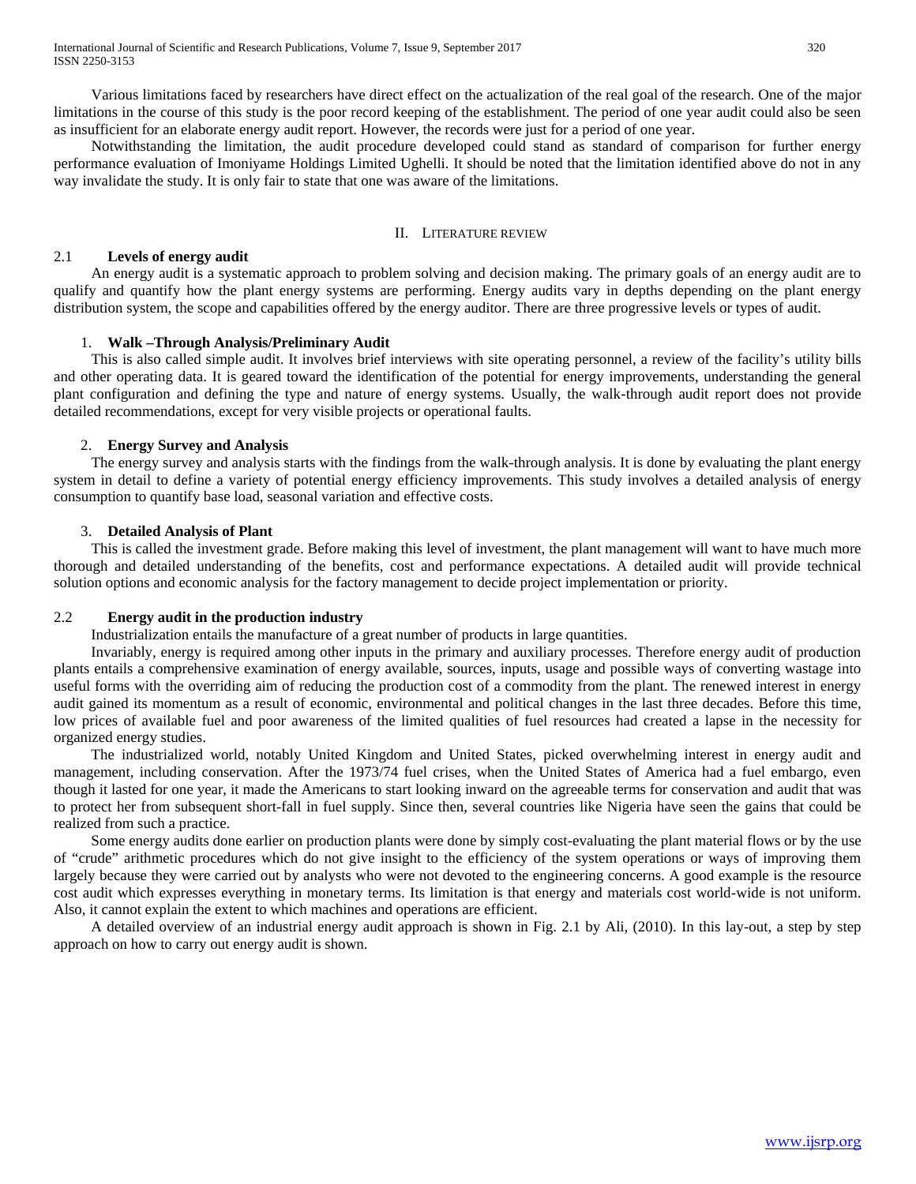Various limitations faced by researchers have direct effect on the actualization of the real goal of the research. One of the major limitations in the course of this study is the poor record keeping of the establishment. The period of one year audit could also be seen as insufficient for an elaborate energy audit report. However, the records were just for a period of one year.

Notwithstanding the limitation, the audit procedure developed could stand as standard of comparison for further energy performance evaluation of Imoniyame Holdings Limited Ughelli. It should be noted that the limitation identified above do not in any way invalidate the study. It is only fair to state that one was aware of the limitations.

## II. Literature Review

### 2.1 Levels of energy audit

An energy audit is a systematic approach to problem solving and decision making. The primary goals of an energy audit are to qualify and quantify how the plant energy systems are performing. Energy audits vary in depths depending on the plant energy distribution system, the scope and capabilities offered by the energy auditor. There are three progressive levels or types of audit.

1. **Walk –Through Analysis/Preliminary Audit**

This is also called simple audit. It involves brief interviews with site operating personnel, a review of the facility's utility bills and other operating data. It is geared toward the identification of the potential for energy improvements, understanding the general plant configuration and defining the type and nature of energy systems. Usually, the walk-through audit report does not provide detailed recommendations, except for very visible projects or operational faults.

2. **Energy Survey and Analysis**

The energy survey and analysis starts with the findings from the walk-through analysis. It is done by evaluating the plant energy system in detail to define a variety of potential energy efficiency improvements. This study involves a detailed analysis of energy consumption to quantify base load, seasonal variation and effective costs.

3. **Detailed Analysis of Plant**

This is called the investment grade. Before making this level of investment, the plant management will want to have much more thorough and detailed understanding of the benefits, cost and performance expectations. A detailed audit will provide technical solution options and economic analysis for the factory management to decide project implementation or priority.

### 2.2 Energy audit in the production industry

Industrialization entails the manufacture of a great number of products in large quantities.

Invariably, energy is required among other inputs in the primary and auxiliary processes. Therefore energy audit of production plants entails a comprehensive examination of energy available, sources, inputs, usage and possible ways of converting wastage into useful forms with the overriding aim of reducing the production cost of a commodity from the plant. The renewed interest in energy audit gained its momentum as a result of economic, environmental and political changes in the last three decades. Before this time, low prices of available fuel and poor awareness of the limited qualities of fuel resources had created a lapse in the necessity for organized energy studies.

The industrialized world, notably United Kingdom and United States, picked overwhelming interest in energy audit and management, including conservation. After the 1973/74 fuel crises, when the United States of America had a fuel embargo, even though it lasted for one year, it made the Americans to start looking inward on the agreeable terms for conservation and audit that was to protect her from subsequent short-fall in fuel supply. Since then, several countries like Nigeria have seen the gains that could be realized from such a practice.

Some energy audits done earlier on production plants were done by simply cost-evaluating the plant material flows or by the use of "crude" arithmetic procedures which do not give insight to the efficiency of the system operations or ways of improving them largely because they were carried out by analysts who were not devoted to the engineering concerns. A good example is the resource cost audit which expresses everything in monetary terms. Its limitation is that energy and materials cost world-wide is not uniform. Also, it cannot explain the extent to which machines and operations are efficient.

A detailed overview of an industrial energy audit approach is shown in Fig. 2.1 by Ali, (2010). In this lay-out, a step by step approach on how to carry out energy audit is shown.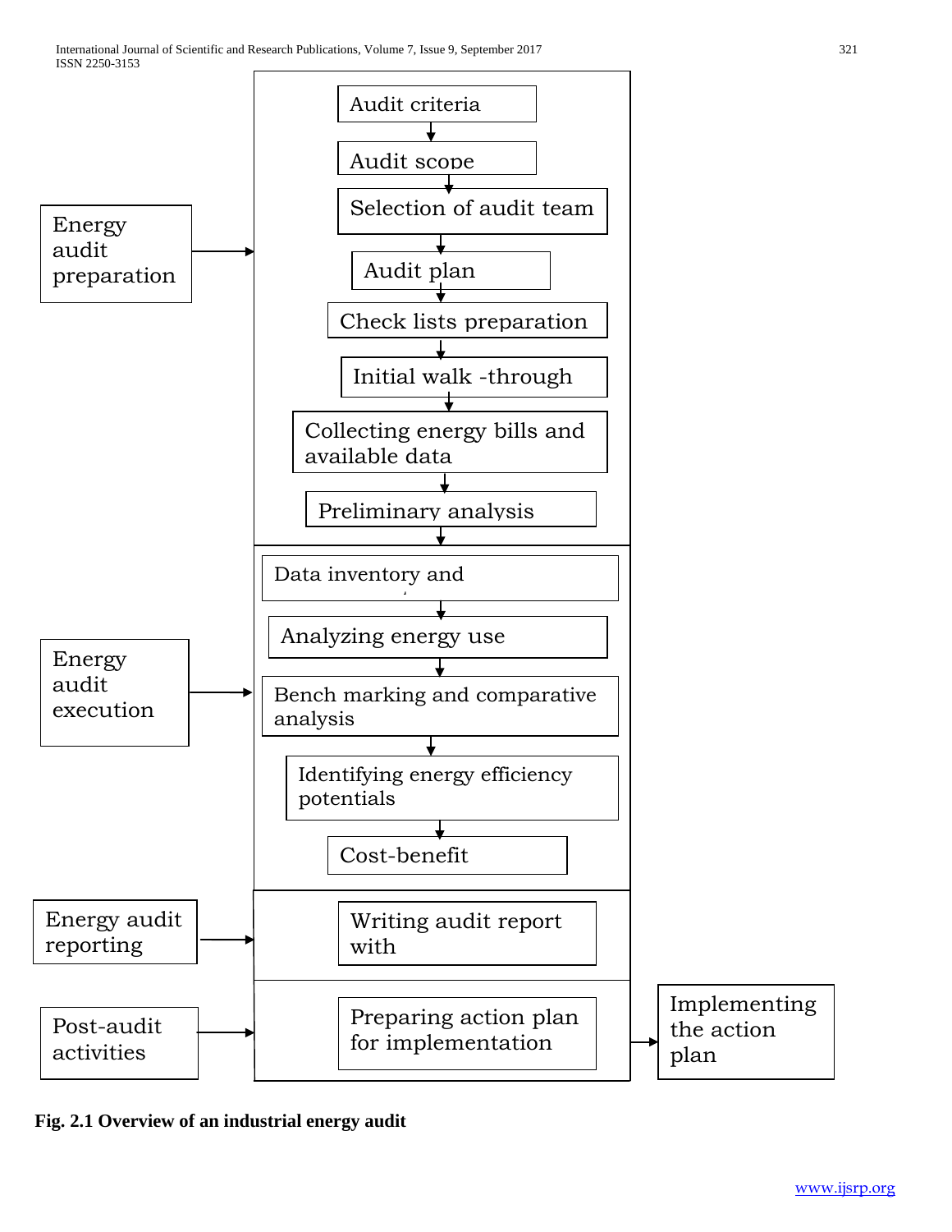Energy audit preparation

- Audit criteria
- Audit scope
- Selection of audit team
- Audit plan
- Check lists preparation
- Initial walk -through
- Collecting energy bills and available data
- Preliminary analysis

Energy audit execution

- Data inventory and
- Analyzing energy use
- Bench marking and comparative analysis
- Identifying energy efficiency potentials
- Cost-benefit

Energy audit reporting

- Writing audit report with

Post-audit activities

- Preparing action plan for implementation
- Implementing the action plan

**Fig. 2.1 Overview of an industrial energy audit**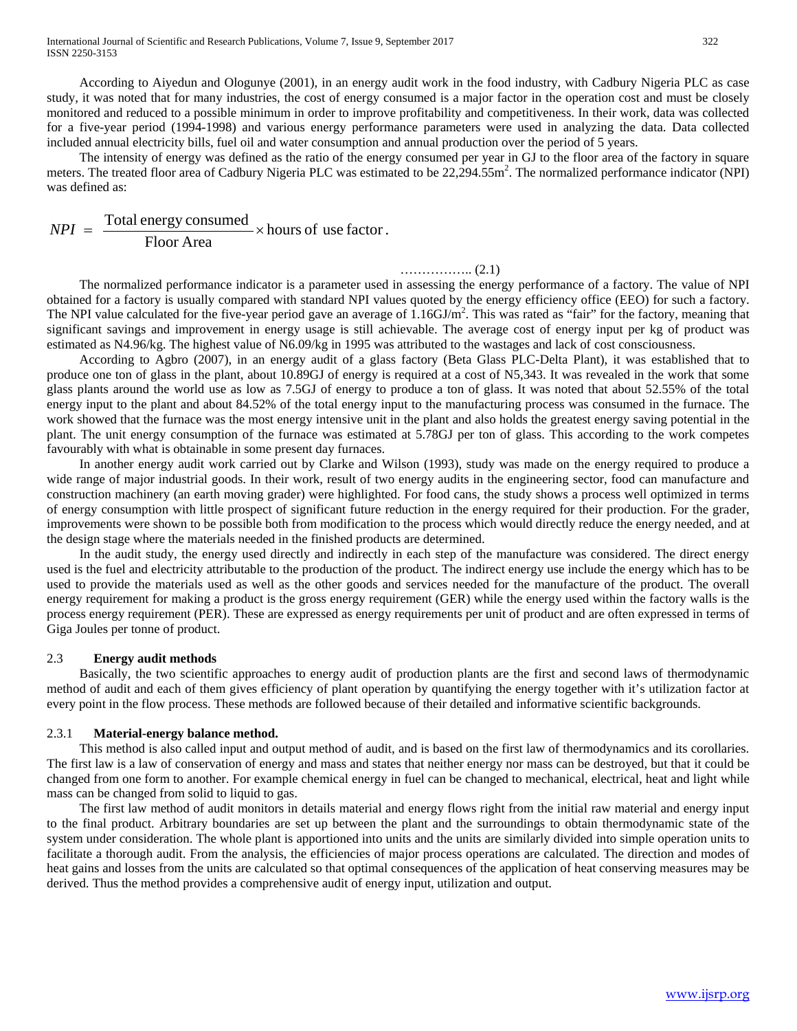According to Aiyedun and Ologunye (2001), in an energy audit work in the food industry, with Cadbury Nigeria PLC as case study, it was noted that for many industries, the cost of energy consumed is a major factor in the operation cost and must be closely monitored and reduced to a possible minimum in order to improve profitability and competitiveness. In their work, data was collected for a five-year period (1994-1998) and various energy performance parameters were used in analyzing the data. Data collected included annual electricity bills, fuel oil and water consumption and annual production over the period of 5 years.

The intensity of energy was defined as the ratio of the energy consumed per year in GJ to the floor area of the factory in square meters. The treated floor area of Cadbury Nigeria PLC was estimated to be 22,294.55m$^2$. The normalized performance indicator (NPI) was defined as:

$$NPI = \frac{\text{Total energy consumed}}{\text{Floor Area}} \times \text{hours of use factor}. \quad \text{……………..} (2.1)$$

The normalized performance indicator is a parameter used in assessing the energy performance of a factory. The value of NPI obtained for a factory is usually compared with standard NPI values quoted by the energy efficiency office (EEO) for such a factory. The NPI value calculated for the five-year period gave an average of 1.16GJ/m$^2$. This was rated as "fair" for the factory, meaning that significant savings and improvement in energy usage is still achievable. The average cost of energy input per kg of product was estimated as N4.96/kg. The highest value of N6.09/kg in 1995 was attributed to the wastages and lack of cost consciousness.

According to Agbro (2007), in an energy audit of a glass factory (Beta Glass PLC-Delta Plant), it was established that to produce one ton of glass in the plant, about 10.89GJ of energy is required at a cost of N5,343. It was revealed in the work that some glass plants around the world use as low as 7.5GJ of energy to produce a ton of glass. It was noted that about 52.55% of the total energy input to the plant and about 84.52% of the total energy input to the manufacturing process was consumed in the furnace. The work showed that the furnace was the most energy intensive unit in the plant and also holds the greatest energy saving potential in the plant. The unit energy consumption of the furnace was estimated at 5.78GJ per ton of glass. This according to the work competes favourably with what is obtainable in some present day furnaces.

In another energy audit work carried out by Clarke and Wilson (1993), study was made on the energy required to produce a wide range of major industrial goods. In their work, result of two energy audits in the engineering sector, food can manufacture and construction machinery (an earth moving grader) were highlighted. For food cans, the study shows a process well optimized in terms of energy consumption with little prospect of significant future reduction in the energy required for their production. For the grader, improvements were shown to be possible both from modification to the process which would directly reduce the energy needed, and at the design stage where the materials needed in the finished products are determined.

In the audit study, the energy used directly and indirectly in each step of the manufacture was considered. The direct energy used is the fuel and electricity attributable to the production of the product. The indirect energy use include the energy which has to be used to provide the materials used as well as the other goods and services needed for the manufacture of the product. The overall energy requirement for making a product is the gross energy requirement (GER) while the energy used within the factory walls is the process energy requirement (PER). These are expressed as energy requirements per unit of product and are often expressed in terms of Giga Joules per tonne of product.

### 2.3 Energy audit methods

Basically, the two scientific approaches to energy audit of production plants are the first and second laws of thermodynamic method of audit and each of them gives efficiency of plant operation by quantifying the energy together with it's utilization factor at every point in the flow process. These methods are followed because of their detailed and informative scientific backgrounds.

#### 2.3.1 Material-energy balance method.

This method is also called input and output method of audit, and is based on the first law of thermodynamics and its corollaries. The first law is a law of conservation of energy and mass and states that neither energy nor mass can be destroyed, but that it could be changed from one form to another. For example chemical energy in fuel can be changed to mechanical, electrical, heat and light while mass can be changed from solid to liquid to gas.

The first law method of audit monitors in details material and energy flows right from the initial raw material and energy input to the final product. Arbitrary boundaries are set up between the plant and the surroundings to obtain thermodynamic state of the system under consideration. The whole plant is apportioned into units and the units are similarly divided into simple operation units to facilitate a thorough audit. From the analysis, the efficiencies of major process operations are calculated. The direction and modes of heat gains and losses from the units are calculated so that optimal consequences of the application of heat conserving measures may be derived. Thus the method provides a comprehensive audit of energy input, utilization and output.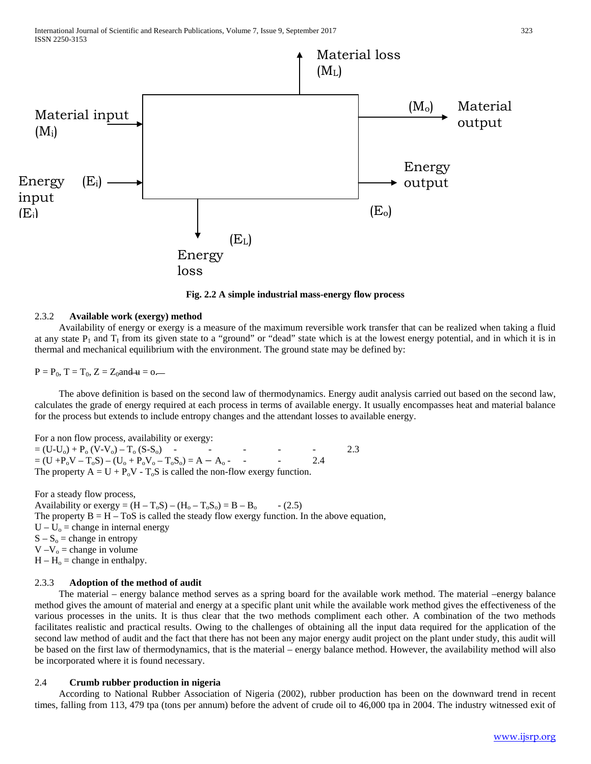Material loss ($M_L$)

Material input ($M_i$)

($M_o$) Material output

Energy input ($E_i$) ($E_i$)

Energy output ($E_o$)

($E_L$) Energy loss

**Fig. 2.2 A simple industrial mass-energy flow process**

### 2.3.2 Available work (exergy) method

Availability of energy or exergy is a measure of the maximum reversible work transfer that can be realized when taking a fluid at any state $P_1$ and $T_I$ from its given state to a "ground" or "dead" state which is at the lowest energy potential, and in which it is in thermal and mechanical equilibrium with the environment. The ground state may be defined by:

$P = P_0$, $T = T_0$, $Z = Z_0$ and $u = o$.

The above definition is based on the second law of thermodynamics. Energy audit analysis carried out based on the second law, calculates the grade of energy required at each process in terms of available energy. It usually encompasses heat and material balance for the process but extends to include entropy changes and the attendant losses to available energy.

For a non flow process, availability or exergy:

$$= (U-U_o) + P_o (V-V_o) - T_o (S-S_o) \qquad 2.3$$

$$= (U + P_oV - T_oS) - (U_o + P_oV_o - T_oS_o) = A - A_o \qquad 2.4$$

The property $A = U + P_oV - T_oS$ is called the non-flow exergy function.

For a steady flow process,

$$\text{Availability or exergy} = (H - T_oS) - (H_o - T_oS_o) = B - B_o \qquad (2.5)$$

The property $B = H - ToS$ is called the steady flow exergy function. In the above equation,

$U - U_o$ = change in internal energy

$S - S_o$ = change in entropy

$V - V_o$ = change in volume

$H - H_o$ = change in enthalpy.

### 2.3.3 Adoption of the method of audit

The material – energy balance method serves as a spring board for the available work method. The material –energy balance method gives the amount of material and energy at a specific plant unit while the available work method gives the effectiveness of the various processes in the units. It is thus clear that the two methods compliment each other. A combination of the two methods facilitates realistic and practical results. Owing to the challenges of obtaining all the input data required for the application of the second law method of audit and the fact that there has not been any major energy audit project on the plant under study, this audit will be based on the first law of thermodynamics, that is the material – energy balance method. However, the availability method will also be incorporated where it is found necessary.

## 2.4 Crumb rubber production in nigeria

According to National Rubber Association of Nigeria (2002), rubber production has been on the downward trend in recent times, falling from 113, 479 tpa (tons per annum) before the advent of crude oil to 46,000 tpa in 2004. The industry witnessed exit of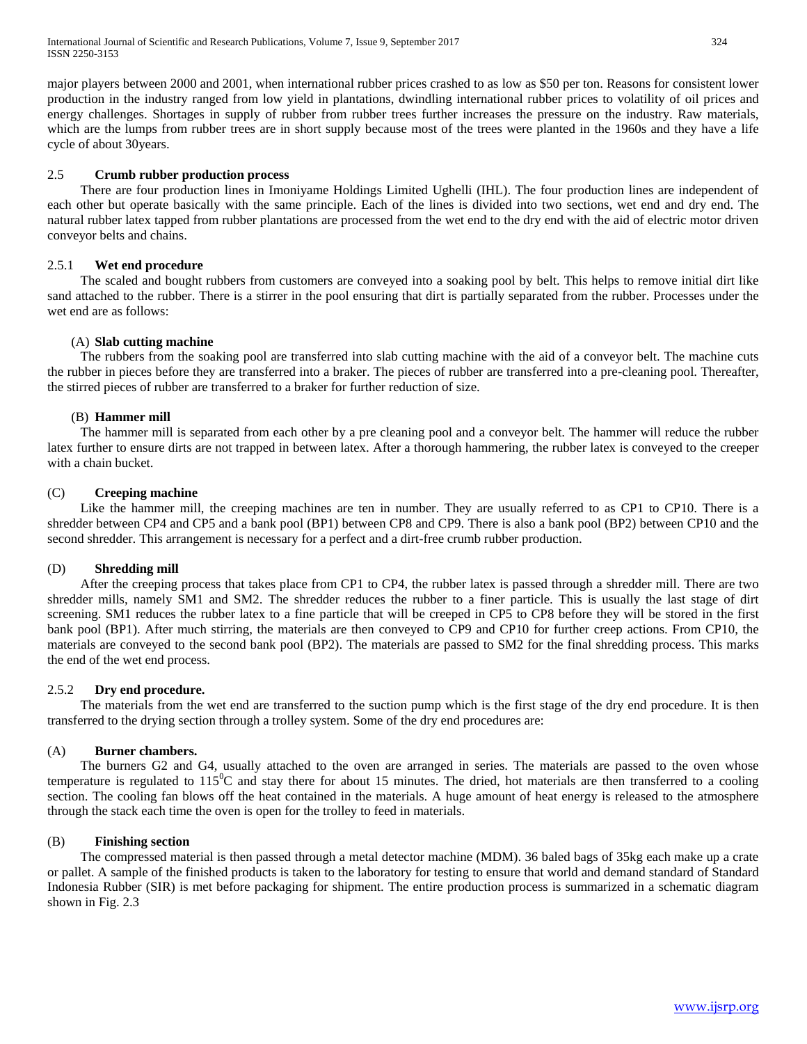major players between 2000 and 2001, when international rubber prices crashed to as low as \$50 per ton. Reasons for consistent lower production in the industry ranged from low yield in plantations, dwindling international rubber prices to volatility of oil prices and energy challenges. Shortages in supply of rubber from rubber trees further increases the pressure on the industry. Raw materials, which are the lumps from rubber trees are in short supply because most of the trees were planted in the 1960s and they have a life cycle of about 30years.

## 2.5 Crumb rubber production process

There are four production lines in Imoniyame Holdings Limited Ughelli (IHL). The four production lines are independent of each other but operate basically with the same principle. Each of the lines is divided into two sections, wet end and dry end. The natural rubber latex tapped from rubber plantations are processed from the wet end to the dry end with the aid of electric motor driven conveyor belts and chains.

### 2.5.1 Wet end procedure

The scaled and bought rubbers from customers are conveyed into a soaking pool by belt. This helps to remove initial dirt like sand attached to the rubber. There is a stirrer in the pool ensuring that dirt is partially separated from the rubber. Processes under the wet end are as follows:

#### (A) Slab cutting machine

The rubbers from the soaking pool are transferred into slab cutting machine with the aid of a conveyor belt. The machine cuts the rubber in pieces before they are transferred into a braker. The pieces of rubber are transferred into a pre-cleaning pool. Thereafter, the stirred pieces of rubber are transferred to a braker for further reduction of size.

#### (B) Hammer mill

The hammer mill is separated from each other by a pre cleaning pool and a conveyor belt. The hammer will reduce the rubber latex further to ensure dirts are not trapped in between latex. After a thorough hammering, the rubber latex is conveyed to the creeper with a chain bucket.

#### (C) Creeping machine

Like the hammer mill, the creeping machines are ten in number. They are usually referred to as CP1 to CP10. There is a shredder between CP4 and CP5 and a bank pool (BP1) between CP8 and CP9. There is also a bank pool (BP2) between CP10 and the second shredder. This arrangement is necessary for a perfect and a dirt-free crumb rubber production.

#### (D) Shredding mill

After the creeping process that takes place from CP1 to CP4, the rubber latex is passed through a shredder mill. There are two shredder mills, namely SM1 and SM2. The shredder reduces the rubber to a finer particle. This is usually the last stage of dirt screening. SM1 reduces the rubber latex to a fine particle that will be creeped in CP5 to CP8 before they will be stored in the first bank pool (BP1). After much stirring, the materials are then conveyed to CP9 and CP10 for further creep actions. From CP10, the materials are conveyed to the second bank pool (BP2). The materials are passed to SM2 for the final shredding process. This marks the end of the wet end process.

### 2.5.2 Dry end procedure.

The materials from the wet end are transferred to the suction pump which is the first stage of the dry end procedure. It is then transferred to the drying section through a trolley system. Some of the dry end procedures are:

#### (A) Burner chambers.

The burners G2 and G4, usually attached to the oven are arranged in series. The materials are passed to the oven whose temperature is regulated to $115^0$C and stay there for about 15 minutes. The dried, hot materials are then transferred to a cooling section. The cooling fan blows off the heat contained in the materials. A huge amount of heat energy is released to the atmosphere through the stack each time the oven is open for the trolley to feed in materials.

#### (B) Finishing section

The compressed material is then passed through a metal detector machine (MDM). 36 baled bags of 35kg each make up a crate or pallet. A sample of the finished products is taken to the laboratory for testing to ensure that world and demand standard of Standard Indonesia Rubber (SIR) is met before packaging for shipment. The entire production process is summarized in a schematic diagram shown in Fig. 2.3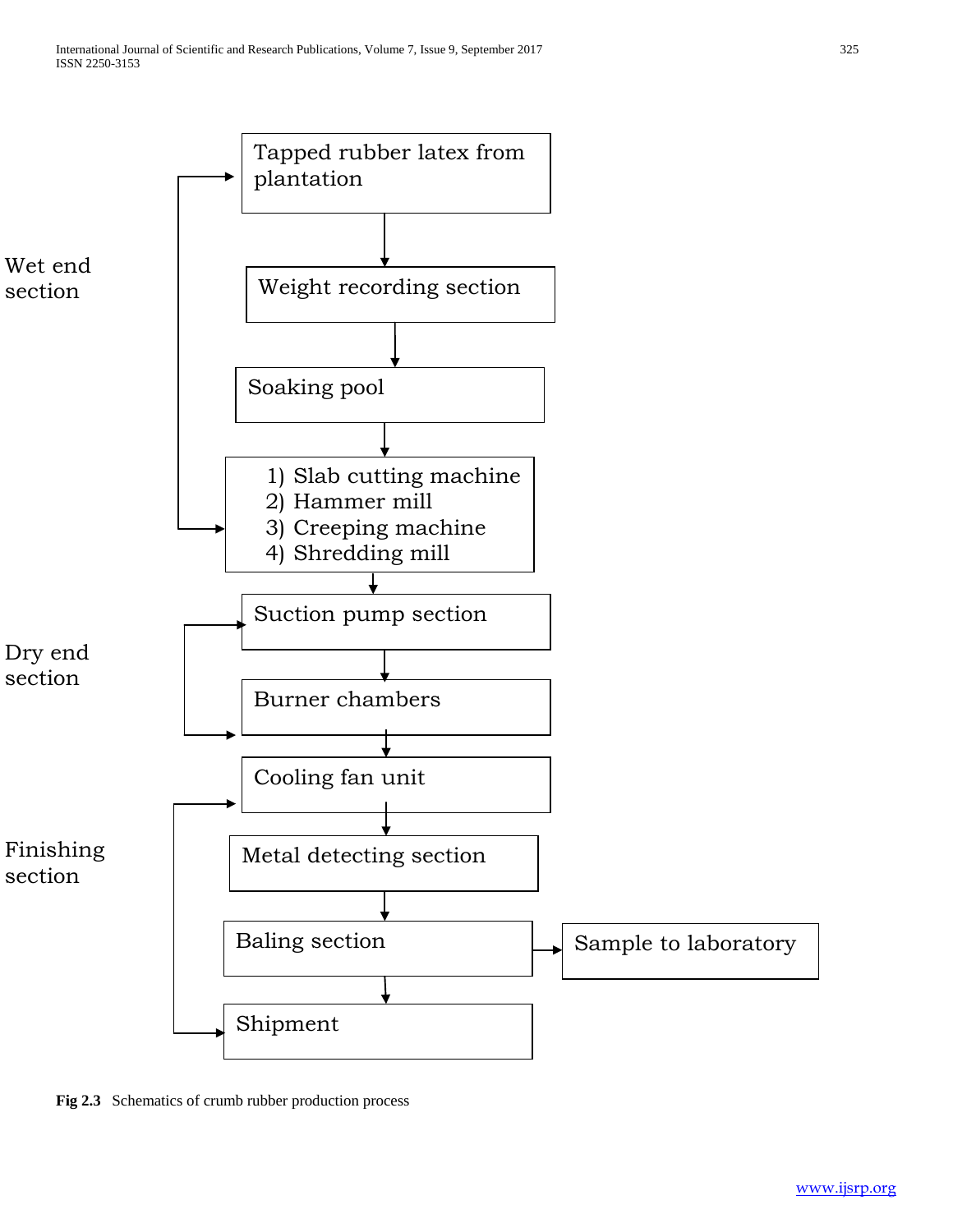Wet end section

Tapped rubber latex from plantation

Weight recording section

Soaking pool

1) Slab cutting machine
2) Hammer mill
3) Creeping machine
4) Shredding mill

Dry end section

Suction pump section

Burner chambers

Cooling fan unit

Finishing section

Metal detecting section

Baling section

Sample to laboratory

Shipment

**Fig 2.3** Schematics of crumb rubber production process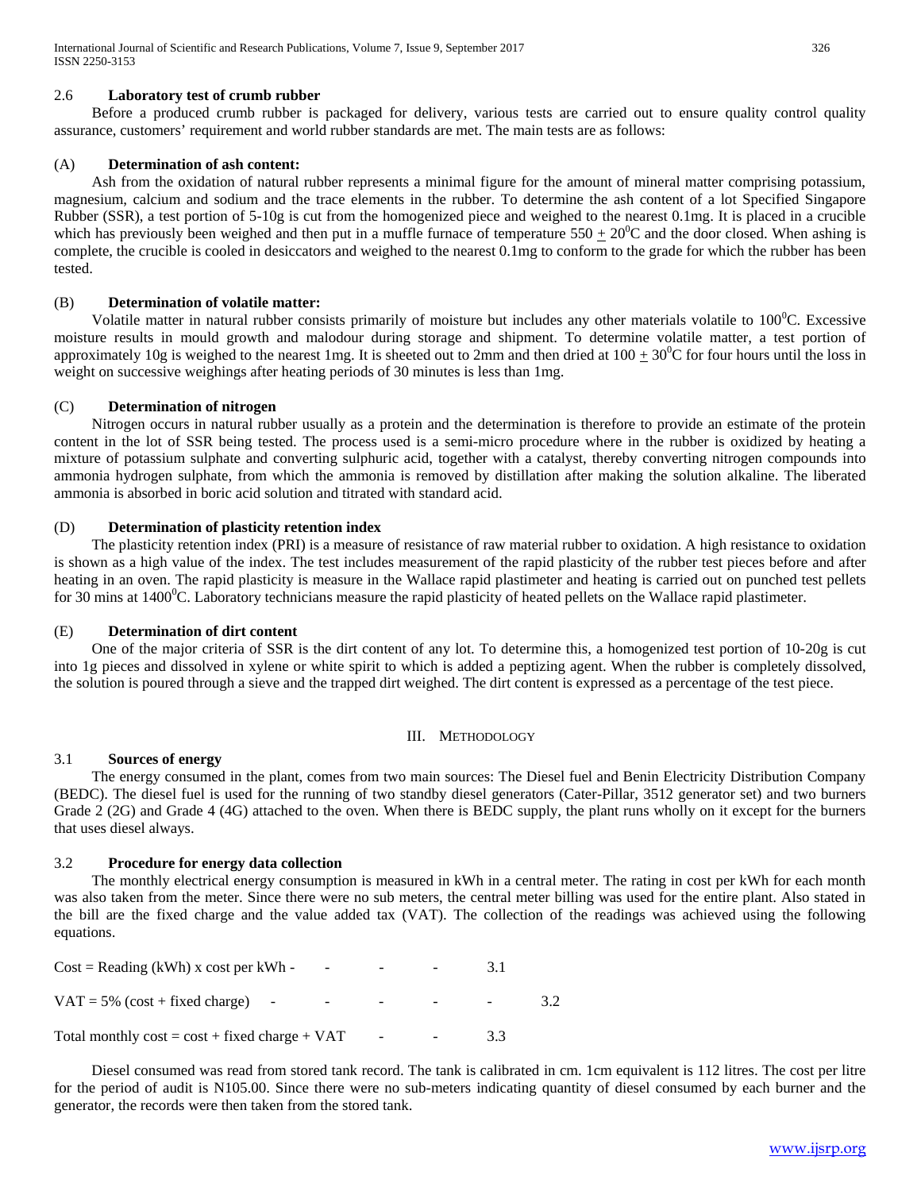### 2.6 Laboratory test of crumb rubber

Before a produced crumb rubber is packaged for delivery, various tests are carried out to ensure quality control quality assurance, customers' requirement and world rubber standards are met. The main tests are as follows:

#### (A) Determination of ash content:

Ash from the oxidation of natural rubber represents a minimal figure for the amount of mineral matter comprising potassium, magnesium, calcium and sodium and the trace elements in the rubber. To determine the ash content of a lot Specified Singapore Rubber (SSR), a test portion of 5-10g is cut from the homogenized piece and weighed to the nearest 0.1mg. It is placed in a crucible which has previously been weighed and then put in a muffle furnace of temperature $550 \pm 20^0$C and the door closed. When ashing is complete, the crucible is cooled in desiccators and weighed to the nearest 0.1mg to conform to the grade for which the rubber has been tested.

#### (B) Determination of volatile matter:

Volatile matter in natural rubber consists primarily of moisture but includes any other materials volatile to $100^0$C. Excessive moisture results in mould growth and malodour during storage and shipment. To determine volatile matter, a test portion of approximately 10g is weighed to the nearest 1mg. It is sheeted out to 2mm and then dried at $100 \pm 30^0$C for four hours until the loss in weight on successive weighings after heating periods of 30 minutes is less than 1mg.

#### (C) Determination of nitrogen

Nitrogen occurs in natural rubber usually as a protein and the determination is therefore to provide an estimate of the protein content in the lot of SSR being tested. The process used is a semi-micro procedure where in the rubber is oxidized by heating a mixture of potassium sulphate and converting sulphuric acid, together with a catalyst, thereby converting nitrogen compounds into ammonia hydrogen sulphate, from which the ammonia is removed by distillation after making the solution alkaline. The liberated ammonia is absorbed in boric acid solution and titrated with standard acid.

#### (D) Determination of plasticity retention index

The plasticity retention index (PRI) is a measure of resistance of raw material rubber to oxidation. A high resistance to oxidation is shown as a high value of the index. The test includes measurement of the rapid plasticity of the rubber test pieces before and after heating in an oven. The rapid plasticity is measure in the Wallace rapid plastimeter and heating is carried out on punched test pellets for 30 mins at $1400^0$C. Laboratory technicians measure the rapid plasticity of heated pellets on the Wallace rapid plastimeter.

#### (E) Determination of dirt content

One of the major criteria of SSR is the dirt content of any lot. To determine this, a homogenized test portion of 10-20g is cut into 1g pieces and dissolved in xylene or white spirit to which is added a peptizing agent. When the rubber is completely dissolved, the solution is poured through a sieve and the trapped dirt weighed. The dirt content is expressed as a percentage of the test piece.

## III. Methodology

### 3.1 Sources of energy

The energy consumed in the plant, comes from two main sources: The Diesel fuel and Benin Electricity Distribution Company (BEDC). The diesel fuel is used for the running of two standby diesel generators (Cater-Pillar, 3512 generator set) and two burners Grade 2 (2G) and Grade 4 (4G) attached to the oven. When there is BEDC supply, the plant runs wholly on it except for the burners that uses diesel always.

### 3.2 Procedure for energy data collection

The monthly electrical energy consumption is measured in kWh in a central meter. The rating in cost per kWh for each month was also taken from the meter. Since there were no sub meters, the central meter billing was used for the entire plant. Also stated in the bill are the fixed charge and the value added tax (VAT). The collection of the readings was achieved using the following equations.

$$\text{Cost} = \text{Reading (kWh)} \times \text{cost per kWh} \qquad (3.1)$$

$$\text{VAT} = 5\% \,(\text{cost} + \text{fixed charge}) \qquad (3.2)$$

$$\text{Total monthly cost} = \text{cost} + \text{fixed charge} + \text{VAT} \qquad (3.3)$$

Diesel consumed was read from stored tank record. The tank is calibrated in cm. 1cm equivalent is 112 litres. The cost per litre for the period of audit is N105.00. Since there were no sub-meters indicating quantity of diesel consumed by each burner and the generator, the records were then taken from the stored tank.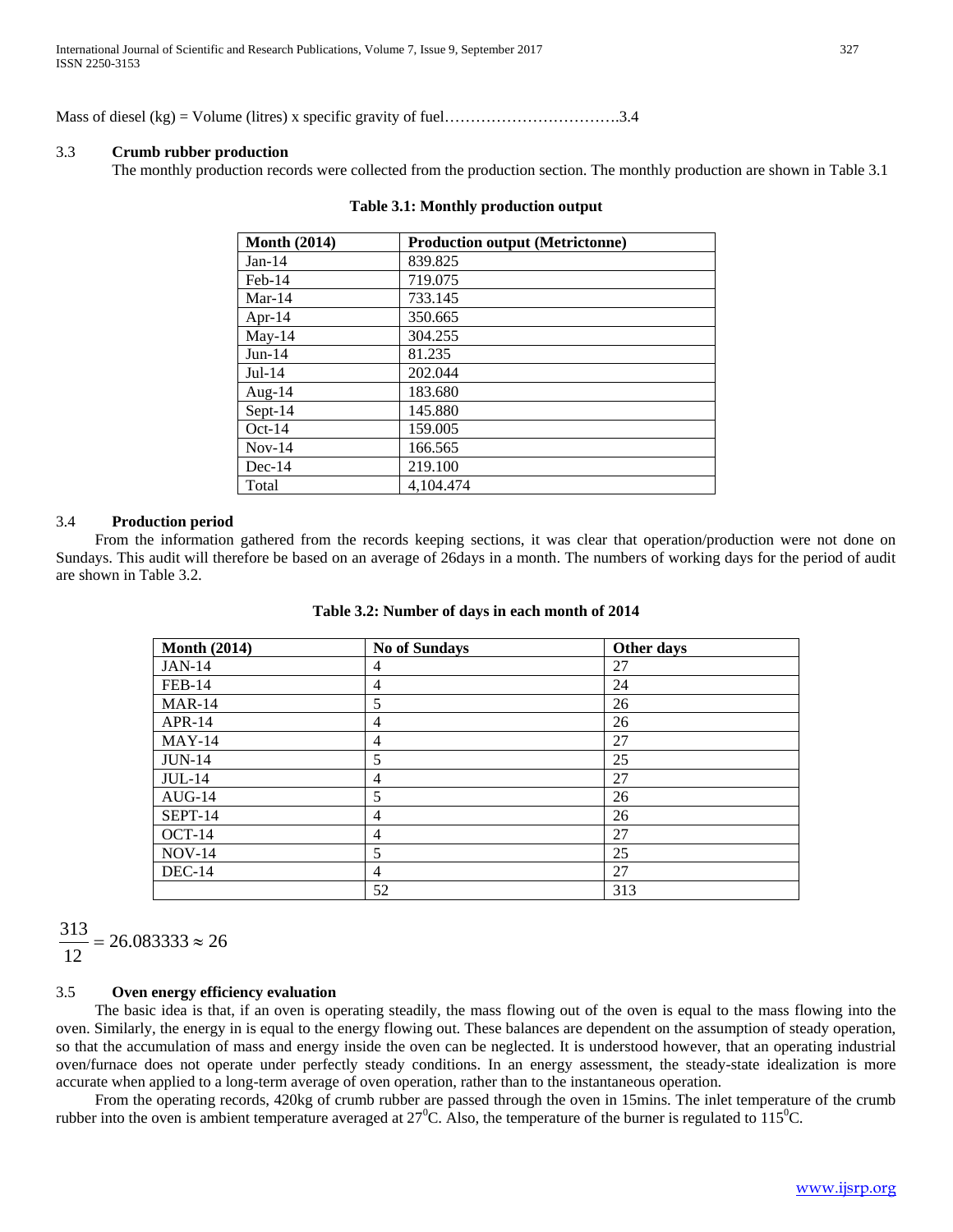Mass of diesel (kg) = Volume (litres) x specific gravity of fuel…………………………….3.4

### 3.3 Crumb rubber production

The monthly production records were collected from the production section. The monthly production are shown in Table 3.1

**Table 3.1: Monthly production output**

| Month (2014) | Production output (Metrictonne) |
|---|---|
| Jan-14 | 839.825 |
| Feb-14 | 719.075 |
| Mar-14 | 733.145 |
| Apr-14 | 350.665 |
| May-14 | 304.255 |
| Jun-14 | 81.235 |
| Jul-14 | 202.044 |
| Aug-14 | 183.680 |
| Sept-14 | 145.880 |
| Oct-14 | 159.005 |
| Nov-14 | 166.565 |
| Dec-14 | 219.100 |
| Total | 4,104.474 |

### 3.4 Production period

From the information gathered from the records keeping sections, it was clear that operation/production were not done on Sundays. This audit will therefore be based on an average of 26days in a month. The numbers of working days for the period of audit are shown in Table 3.2.

**Table 3.2: Number of days in each month of 2014**

| Month (2014) | No of Sundays | Other days |
|---|---|---|
| JAN-14 | 4 | 27 |
| FEB-14 | 4 | 24 |
| MAR-14 | 5 | 26 |
| APR-14 | 4 | 26 |
| MAY-14 | 4 | 27 |
| JUN-14 | 5 | 25 |
| JUL-14 | 4 | 27 |
| AUG-14 | 5 | 26 |
| SEPT-14 | 4 | 26 |
| OCT-14 | 4 | 27 |
| NOV-14 | 5 | 25 |
| DEC-14 | 4 | 27 |
| | 52 | 313 |

$$\frac{313}{12} = 26.083333 \approx 26$$

### 3.5 Oven energy efficiency evaluation

The basic idea is that, if an oven is operating steadily, the mass flowing out of the oven is equal to the mass flowing into the oven. Similarly, the energy in is equal to the energy flowing out. These balances are dependent on the assumption of steady operation, so that the accumulation of mass and energy inside the oven can be neglected. It is understood however, that an operating industrial oven/furnace does not operate under perfectly steady conditions. In an energy assessment, the steady-state idealization is more accurate when applied to a long-term average of oven operation, rather than to the instantaneous operation.

From the operating records, 420kg of crumb rubber are passed through the oven in 15mins. The inlet temperature of the crumb rubber into the oven is ambient temperature averaged at $27^0$C. Also, the temperature of the burner is regulated to $115^0$C.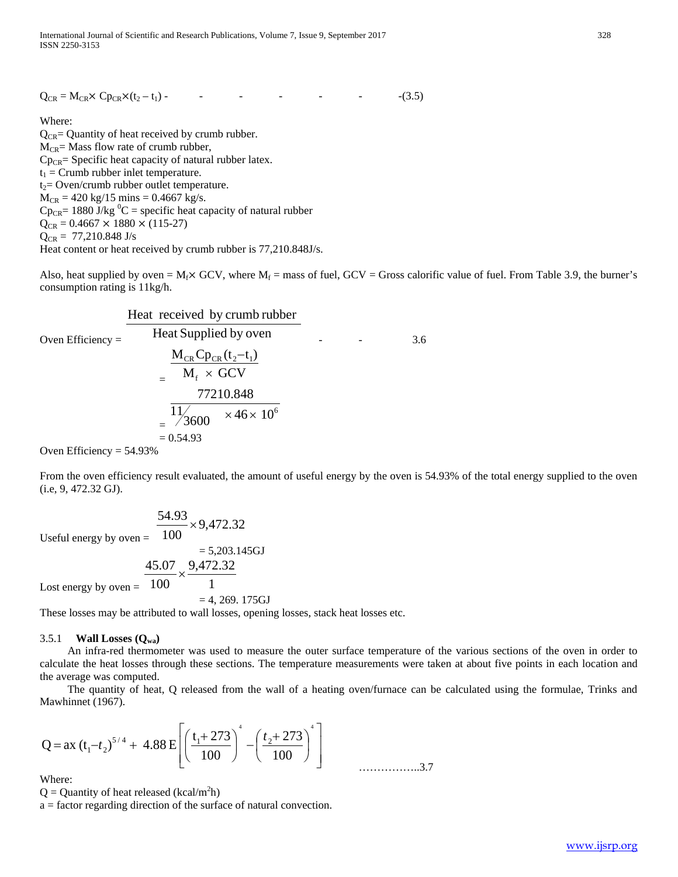$$Q_{CR} = M_{CR} \times Cp_{CR} \times (t_2 - t_1) \quad - \quad - \quad - \quad - \quad - \quad - \quad -(3.5)$$

Where:
$Q_{CR}$= Quantity of heat received by crumb rubber.
$M_{CR}$= Mass flow rate of crumb rubber,
$Cp_{CR}$= Specific heat capacity of natural rubber latex.
$t_1$ = Crumb rubber inlet temperature.
$t_2$= Oven/crumb rubber outlet temperature.
$M_{CR}$ = 420 kg/15 mins = 0.4667 kg/s.
$Cp_{CR}$= 1880 J/kg $^0$C = specific heat capacity of natural rubber
$Q_{CR} = 0.4667 \times 1880 \times (115\text{-}27)$
$Q_{CR}$ = 77,210.848 J/s
Heat content or heat received by crumb rubber is 77,210.848J/s.

Also, heat supplied by oven = $M_f \times$ GCV, where $M_f$ = mass of fuel, GCV = Gross calorific value of fuel. From Table 3.9, the burner's consumption rating is 11kg/h.

$$\text{Oven Efficiency} = \frac{\text{Heat received by crumb rubber}}{\text{Heat Supplied by oven}} \quad - \quad - \quad 3.6$$

$$= \frac{M_{CR} Cp_{CR} (t_2 - t_1)}{M_f \times GCV}$$

$$= \frac{77210.848}{11/3600 \times 46 \times 10^6}$$

$$= 0.54.93$$

Oven Efficiency = 54.93%

From the oven efficiency result evaluated, the amount of useful energy by the oven is 54.93% of the total energy supplied to the oven (i.e, 9, 472.32 GJ).

$$\text{Useful energy by oven} = \frac{54.93}{100} \times 9{,}472.32$$

$$= 5{,}203.145\text{GJ}$$

$$\text{Lost energy by oven} = \frac{45.07}{100} \times \frac{9{,}472.32}{1}$$

$$= 4{,}269.175\text{GJ}$$

These losses may be attributed to wall losses, opening losses, stack heat losses etc.

### 3.5.1 Wall Losses ($Q_{wa}$)

An infra-red thermometer was used to measure the outer surface temperature of the various sections of the oven in order to calculate the heat losses through these sections. The temperature measurements were taken at about five points in each location and the average was computed.

The quantity of heat, Q released from the wall of a heating oven/furnace can be calculated using the formulae, Trinks and Mawhinnet (1967).

$$Q = ax\,(t_1 - t_2)^{5/4} + 4.88\,E\left[\left(\frac{t_1 + 273}{100}\right)^4 - \left(\frac{t_2 + 273}{100}\right)^4\right] \quad \ldots\ldots\ldots\ldots\ldots..3.7$$

Where:
Q = Quantity of heat released (kcal/m$^2$h)
a = factor regarding direction of the surface of natural convection.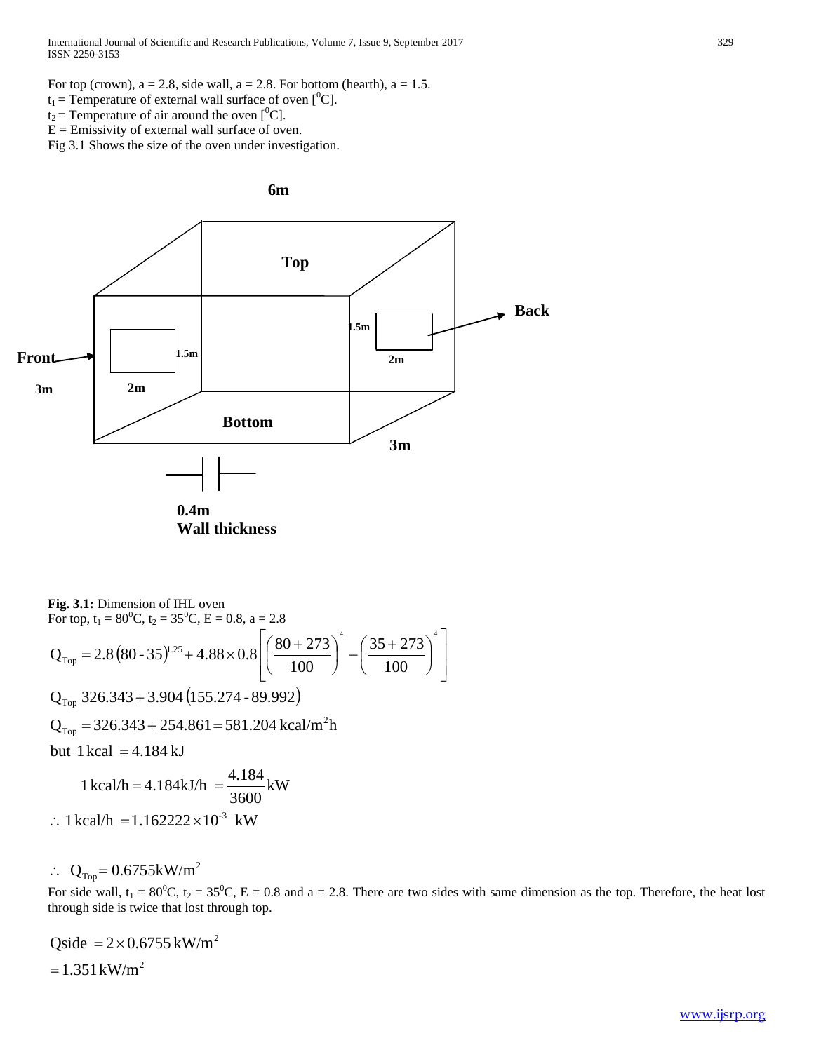For top (crown), a = 2.8, side wall, a = 2.8. For bottom (hearth), a = 1.5.

$t_1$ = Temperature of external wall surface of oven [$^0$C].

$t_2$ = Temperature of air around the oven [$^0$C].

E = Emissivity of external wall surface of oven.

Fig 3.1 Shows the size of the oven under investigation.

**Fig. 3.1:** Dimension of IHL oven

For top, $t_1 = 80^0C$, $t_2 = 35^0C$, E = 0.8, a = 2.8

$$Q_{Top} = 2.8\left(80 - 35\right)^{1.25} + 4.88 \times 0.8\left[\left(\frac{80+273}{100}\right)^4 - \left(\frac{35+273}{100}\right)^4\right]$$

$$Q_{Top}\ 326.343 + 3.904\left(155.274 - 89.992\right)$$

$$Q_{Top} = 326.343 + 254.861 = 581.204\ \text{kcal/m}^2\text{h}$$

$$\text{but } 1\,\text{kcal} = 4.184\,\text{kJ}$$

$$1\,\text{kcal/h} = 4.184\text{kJ/h} = \frac{4.184}{3600}\text{kW}$$

$$\therefore\ 1\,\text{kcal/h} = 1.162222 \times 10^{-3}\ \text{kW}$$

$$\therefore\ Q_{Top} = 0.6755\text{kW/m}^2$$

For side wall, $t_1 = 80^0C$, $t_2 = 35^0C$, E = 0.8 and a = 2.8. There are two sides with same dimension as the top. Therefore, the heat lost through side is twice that lost through top.

$$\text{Qside} = 2 \times 0.6755\,\text{kW/m}^2$$

$$= 1.351\,\text{kW/m}^2$$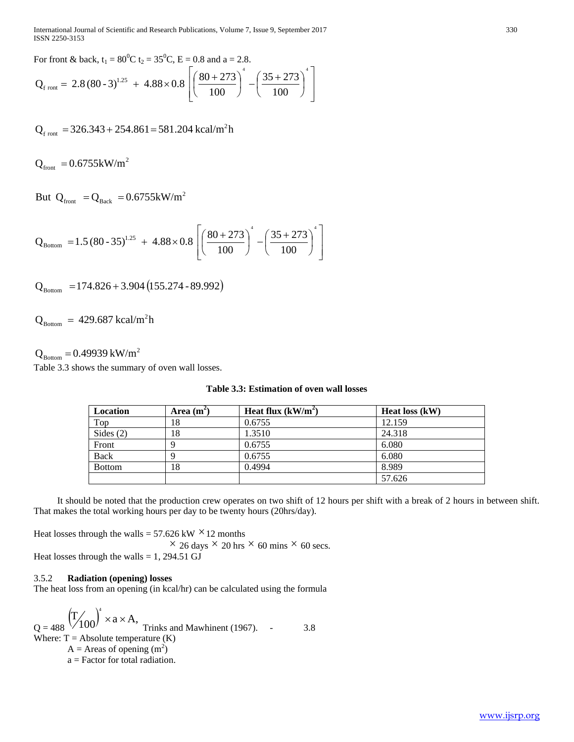For front & back, $t_1 = 80^0C$ $t_2 = 35^0C$, E = 0.8 and a = 2.8.

$$Q_{f\ ront} = 2.8\,(80 - 3)^{1.25} + 4.88 \times 0.8\left[\left(\frac{80+273}{100}\right)^4 - \left(\frac{35+273}{100}\right)^4\right]$$

$$Q_{f\ ront} = 326.343 + 254.861 = 581.204\ \text{kcal/m}^2\text{h}$$

$$Q_{front} = 0.6755\text{kW/m}^2$$

$$\text{But}\ \ Q_{front} = Q_{Back} = 0.6755\text{kW/m}^2$$

$$Q_{Bottom} = 1.5\,(80 - 35)^{1.25} + 4.88 \times 0.8\left[\left(\frac{80+273}{100}\right)^4 - \left(\frac{35+273}{100}\right)^4\right]$$

$$Q_{Bottom} = 174.826 + 3.904\,(155.274 - 89.992)$$

$$Q_{Bottom} = 429.687\ \text{kcal/m}^2\text{h}$$

$$Q_{Bottom} = 0.49939\ \text{kW/m}^2$$

Table 3.3 shows the summary of oven wall losses.

**Table 3.3: Estimation of oven wall losses**

| Location | Area ($m^2$) | Heat flux ($kW/m^2$) | Heat loss (kW) |
|---|---|---|---|
| Top | 18 | 0.6755 | 12.159 |
| Sides (2) | 18 | 1.3510 | 24.318 |
| Front | 9 | 0.6755 | 6.080 |
| Back | 9 | 0.6755 | 6.080 |
| Bottom | 18 | 0.4994 | 8.989 |
| | | | 57.626 |

It should be noted that the production crew operates on two shift of 12 hours per shift with a break of 2 hours in between shift. That makes the total working hours per day to be twenty hours (20hrs/day).

Heat losses through the walls = 57.626 kW × 12 months × 26 days × 20 hrs × 60 mins × 60 secs.

Heat losses through the walls = 1, 294.51 GJ

### 3.5.2 **Radiation (opening) losses**

The heat loss from an opening (in kcal/hr) can be calculated using the formula

$$Q = 488\left(T/100\right)^4 \times a \times A, \quad \text{Trinks and Mawhinent (1967).} \quad - \quad 3.8$$

Where: T = Absolute temperature (K)

A = Areas of opening ($m^2$)

a = Factor for total radiation.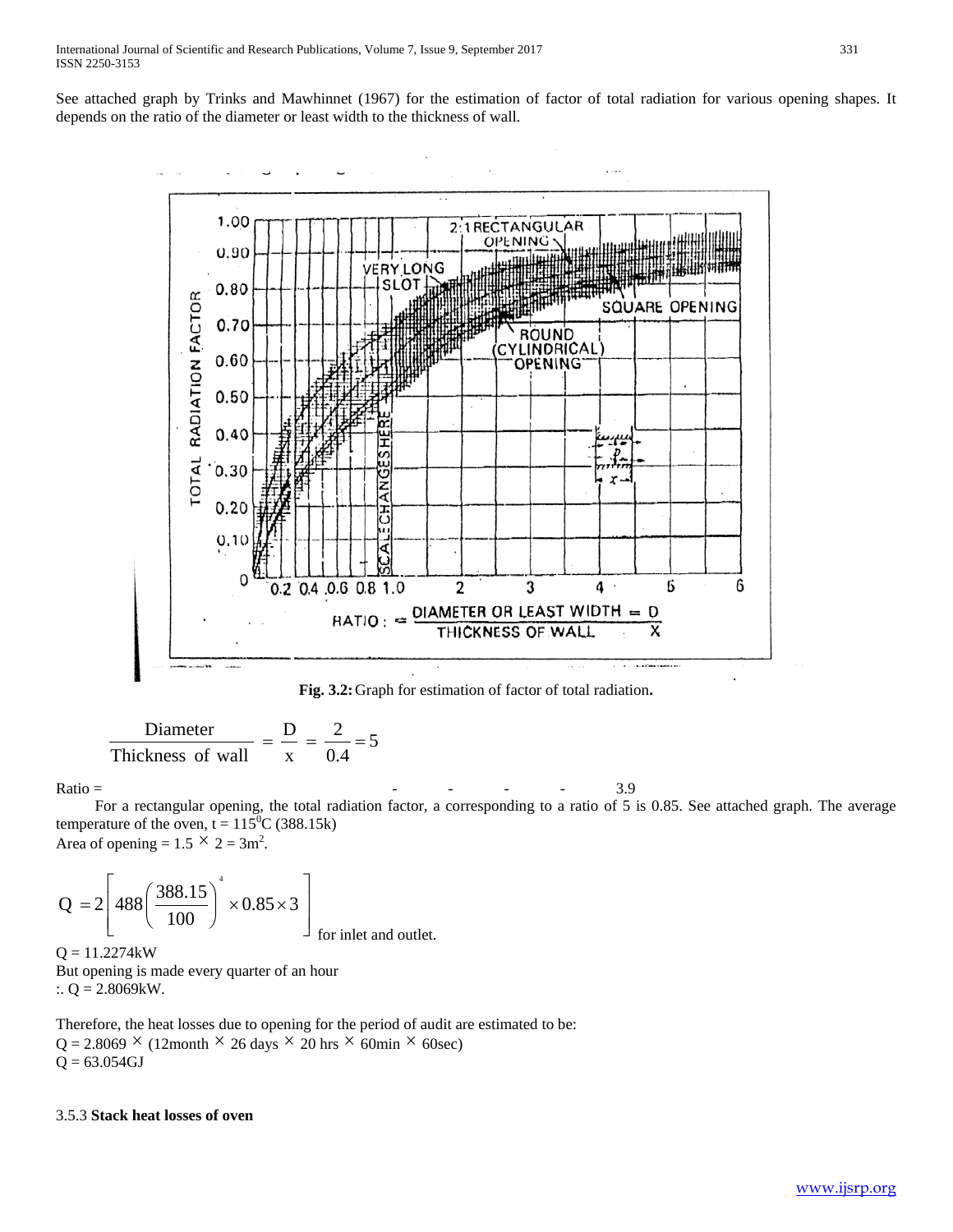See attached graph by Trinks and Mawhinnet (1967) for the estimation of factor of total radiation for various opening shapes. It depends on the ratio of the diameter or least width to the thickness of wall.

Fig. 3.2: Graph for estimation of factor of total radiation.

$$\frac{\text{Diameter}}{\text{Thickness of wall}} = \frac{D}{x} = \frac{2}{0.4} = 5$$

Ratio = - - - - 3.9

For a rectangular opening, the total radiation factor, a corresponding to a ratio of 5 is 0.85. See attached graph. The average temperature of the oven, $t = 115^0C$ (388.15k)

Area of opening = $1.5 \times 2 = 3m^2$.

$$Q = 2\left[488\left(\frac{388.15}{100}\right)^4 \times 0.85 \times 3\right]$$ for inlet and outlet.

Q = 11.2274kW

But opening is made every quarter of an hour

:. Q = 2.8069kW.

Therefore, the heat losses due to opening for the period of audit are estimated to be:

$Q = 2.8069 \times (12\text{month} \times 26 \text{ days} \times 20 \text{ hrs} \times 60\text{min} \times 60\text{sec})$

Q = 63.054GJ

3.5.3 **Stack heat losses of oven**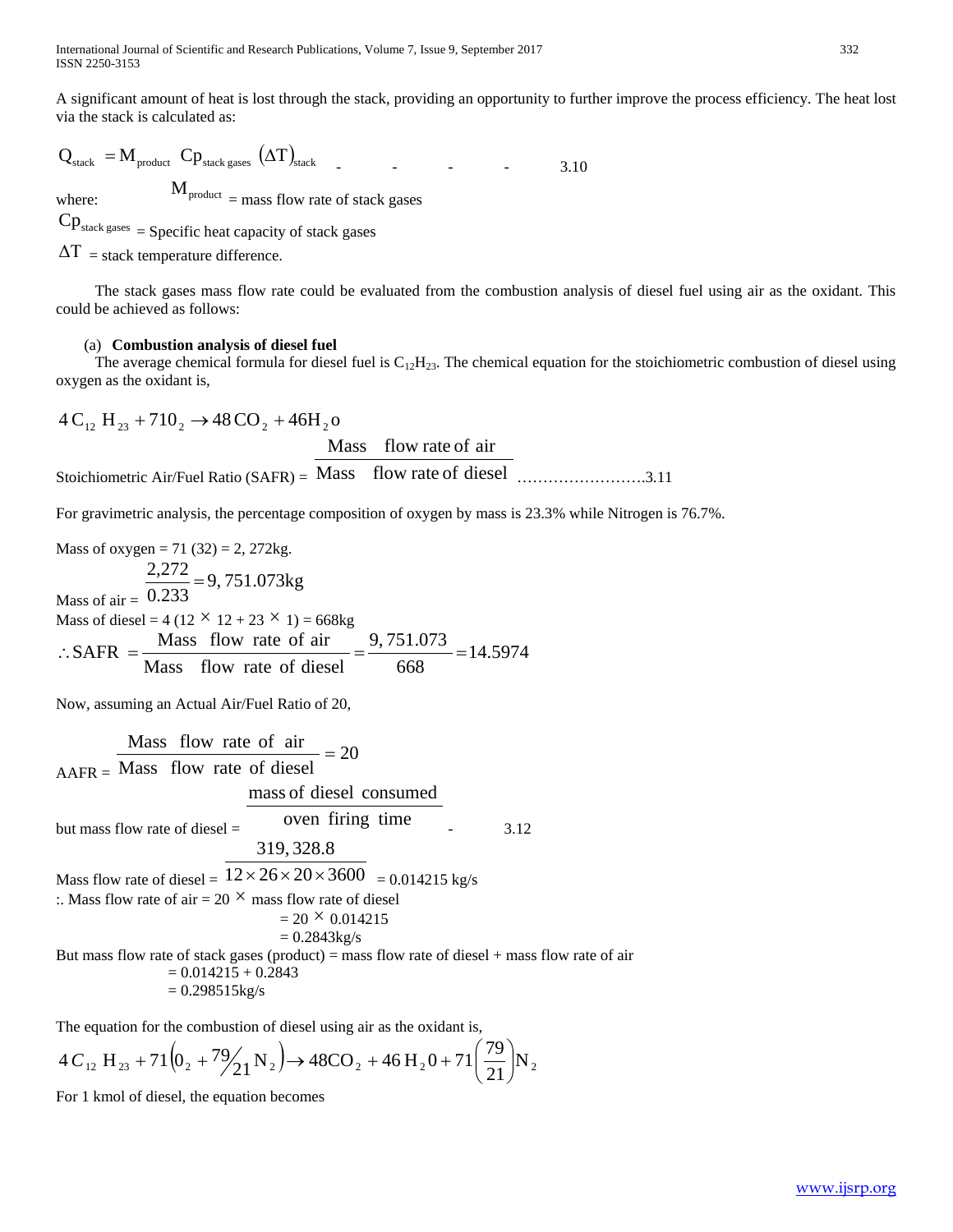A significant amount of heat is lost through the stack, providing an opportunity to further improve the process efficiency. The heat lost via the stack is calculated as:

$$Q_{stack} = M_{product} \; Cp_{stack\ gases} \; (\Delta T)_{stack} \quad - \quad - \quad - \quad - \qquad 3.10$$

where: $M_{product}$ = mass flow rate of stack gases

$Cp_{stack\ gases}$ = Specific heat capacity of stack gases

$\Delta T$ = stack temperature difference.

The stack gases mass flow rate could be evaluated from the combustion analysis of diesel fuel using air as the oxidant. This could be achieved as follows:

(a) **Combustion analysis of diesel fuel**

The average chemical formula for diesel fuel is $C_{12}H_{23}$. The chemical equation for the stoichiometric combustion of diesel using oxygen as the oxidant is,

$$4\,C_{12}\,H_{23} + 71 0_2 \rightarrow 48\,CO_2 + 46 H_2 o$$

Stoichiometric Air/Fuel Ratio (SAFR) = $\dfrac{\text{Mass flow rate of air}}{\text{Mass flow rate of diesel}}$ ……………………..3.11

For gravimetric analysis, the percentage composition of oxygen by mass is 23.3% while Nitrogen is 76.7%.

Mass of oxygen = 71 (32) = 2, 272kg.

Mass of air = $\dfrac{2{,}272}{0.233} = 9,\,751.073\text{kg}$

Mass of diesel = 4 (12 $\times$ 12 + 23 $\times$ 1) = 668kg

$$\therefore \text{SAFR} = \frac{\text{Mass flow rate of air}}{\text{Mass flow rate of diesel}} = \frac{9,\,751.073}{668} = 14.5974$$

Now, assuming an Actual Air/Fuel Ratio of 20,

$$\text{AAFR} = \frac{\text{Mass flow rate of air}}{\text{Mass flow rate of diesel}} = 20$$

but mass flow rate of diesel = $\dfrac{\text{mass of diesel consumed}}{\text{oven firing time}}$ - 3.12

Mass flow rate of diesel = $\dfrac{319,\,328.8}{12 \times 26 \times 20 \times 3600}$ = 0.014215 kg/s

:. Mass flow rate of air = 20 $\times$ mass flow rate of diesel

= 20 $\times$ 0.014215

= 0.2843kg/s

But mass flow rate of stack gases (product) = mass flow rate of diesel + mass flow rate of air

= 0.014215 + 0.2843

= 0.298515kg/s

The equation for the combustion of diesel using air as the oxidant is,

$$4\,C_{12}\,H_{23} + 71\left(0_2 + {}^{79}\!/_{21}\,N_2\right) \rightarrow 48CO_2 + 46\,H_2 0 + 71\left(\frac{79}{21}\right)N_2$$

For 1 kmol of diesel, the equation becomes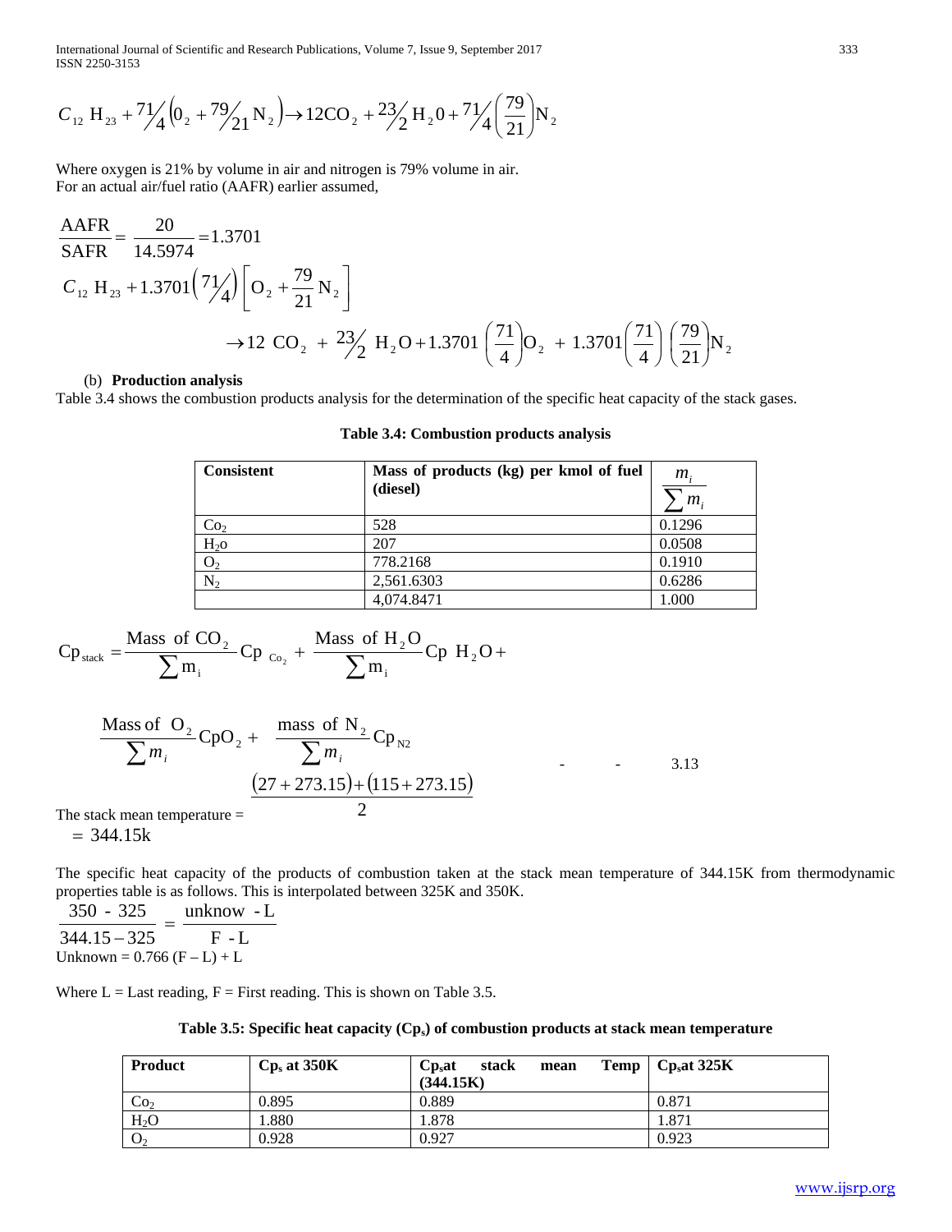$$C_{12}\, H_{23} + 71\!/\!4\left(0_2 + 79\!/\!21\, N_2\right) \rightarrow 12CO_2 + 23\!/\!2\, H_2 0 + 71\!/\!4\left(\frac{79}{21}\right)N_2$$

Where oxygen is 21% by volume in air and nitrogen is 79% volume in air.
For an actual air/fuel ratio (AAFR) earlier assumed,

$$\frac{AAFR}{SAFR} = \frac{20}{14.5974} = 1.3701$$

$$C_{12}\, H_{23} + 1.3701\left(71\!/\!4\right)\left[O_2 + \frac{79}{21}N_2\right]$$

$$\rightarrow 12\ CO_2\ +\ 23\!/\!2\ H_2O + 1.3701\ \left(\frac{71}{4}\right)O_2\ +\ 1.3701\left(\frac{71}{4}\right)\left(\frac{79}{21}\right)N_2$$

(b) **Production analysis**

Table 3.4 shows the combustion products analysis for the determination of the specific heat capacity of the stack gases.

**Table 3.4: Combustion products analysis**

| Consistent | Mass of products (kg) per kmol of fuel (diesel) | $\frac{m_i}{\sum m_i}$ |
|---|---|---|
| $Co_2$ | 528 | 0.1296 |
| $H_2o$ | 207 | 0.0508 |
| $O_2$ | 778.2168 | 0.1910 |
| $N_2$ | 2,561.6303 | 0.6286 |
| | 4,074.8471 | 1.000 |

$$Cp_{stack} = \frac{\text{Mass of } CO_2}{\sum m_i} Cp_{\ Co_2} + \frac{\text{Mass of } H_2O}{\sum m_i} Cp\ H_2O + \frac{\text{Mass of } O_2}{\sum m_i} CpO_2 + \frac{\text{mass of } N_2}{\sum m_i} Cp_{N2} \qquad - \quad - \quad 3.13$$

The stack mean temperature = $\dfrac{(27 + 273.15) + (115 + 273.15)}{2}$

$= 344.15k$

The specific heat capacity of the products of combustion taken at the stack mean temperature of 344.15K from thermodynamic properties table is as follows. This is interpolated between 325K and 350K.

$$\frac{350\ -\ 325}{344.15 - 325} = \frac{\text{unknow } - L}{F\ - L}$$

Unknown = 0.766 (F – L) + L

Where L = Last reading, F = First reading. This is shown on Table 3.5.

**Table 3.5: Specific heat capacity ($Cp_s$) of combustion products at stack mean temperature**

| Product | $Cp_s$ at 350K | $Cp_s$at stack mean Temp (344.15K) | $Cp_s$at 325K |
|---|---|---|---|
| $Co_2$ | 0.895 | 0.889 | 0.871 |
| $H_2O$ | 1.880 | 1.878 | 1.871 |
| $O_2$ | 0.928 | 0.927 | 0.923 |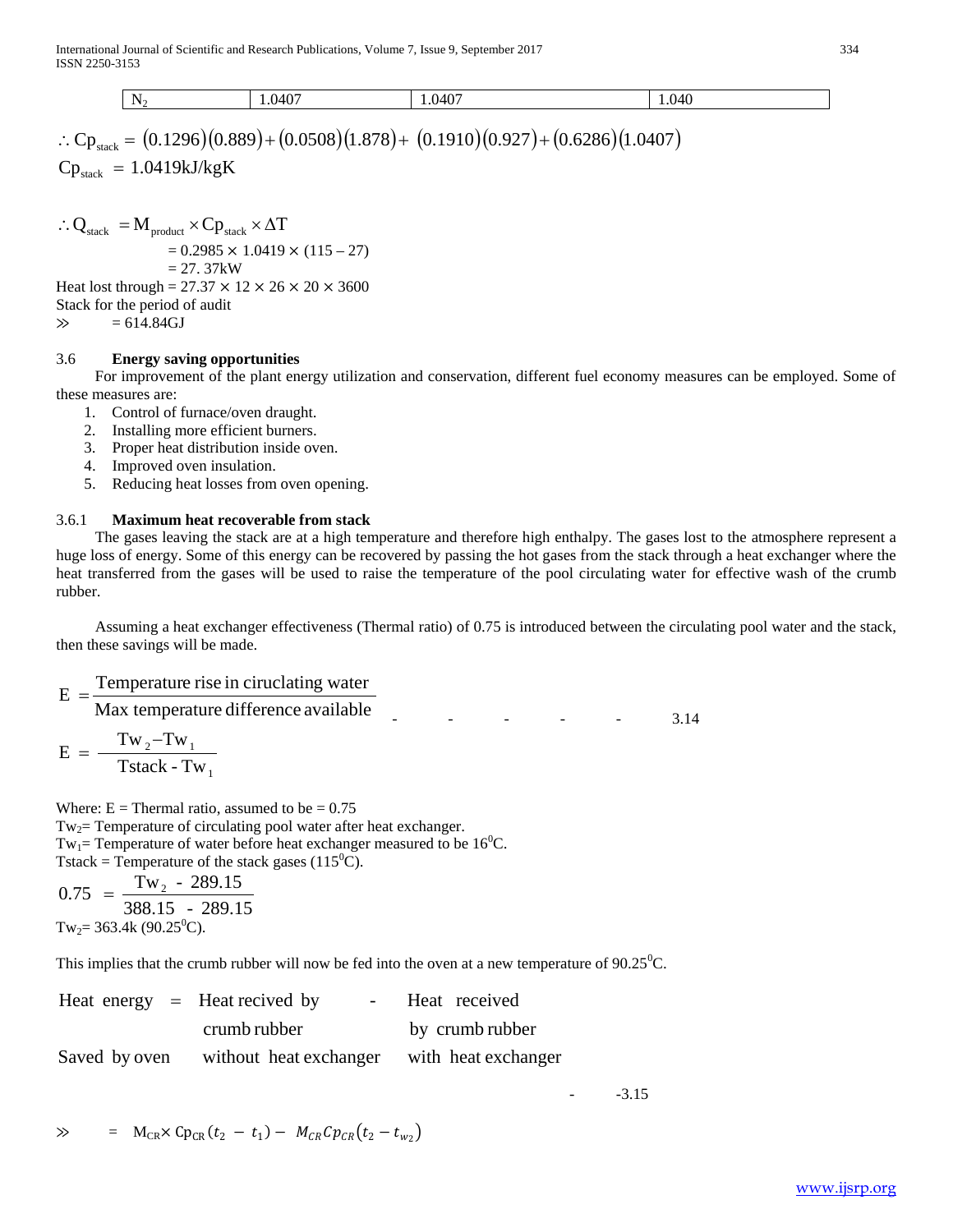| $N_2$ | 1.0407 | 1.0407 | 1.040 |
|---|---|---|---|

$$\therefore Cp_{stack} = (0.1296)(0.889) + (0.0508)(1.878) + (0.1910)(0.927) + (0.6286)(1.0407)$$

$$Cp_{stack} = 1.0419 \text{kJ/kgK}$$

$$\therefore Q_{stack} = M_{product} \times Cp_{stack} \times \Delta T$$

$$= 0.2985 \times 1.0419 \times (115 - 27)$$

$$= 27.37 \text{kW}$$

Heat lost through = 27.37 × 12 × 26 × 20 × 3600
Stack for the period of audit
≫ = 614.84GJ

### 3.6 **Energy saving opportunities**

For improvement of the plant energy utilization and conservation, different fuel economy measures can be employed. Some of these measures are:

1. Control of furnace/oven draught.
2. Installing more efficient burners.
3. Proper heat distribution inside oven.
4. Improved oven insulation.
5. Reducing heat losses from oven opening.

#### 3.6.1 **Maximum heat recoverable from stack**

The gases leaving the stack are at a high temperature and therefore high enthalpy. The gases lost to the atmosphere represent a huge loss of energy. Some of this energy can be recovered by passing the hot gases from the stack through a heat exchanger where the heat transferred from the gases will be used to raise the temperature of the pool circulating water for effective wash of the crumb rubber.

Assuming a heat exchanger effectiveness (Thermal ratio) of 0.75 is introduced between the circulating pool water and the stack, then these savings will be made.

$$E = \frac{\text{Temperature rise in ciruclating water}}{\text{Max temperature difference available}} \qquad - \quad - \quad - \quad - \quad - \qquad 3.14$$

$$E = \frac{Tw_2 - Tw_1}{Tstack - Tw_1}$$

Where: E = Thermal ratio, assumed to be = 0.75
$Tw_2$= Temperature of circulating pool water after heat exchanger.
$Tw_1$= Temperature of water before heat exchanger measured to be $16^0$C.
Tstack = Temperature of the stack gases ($115^0$C).

$$0.75 = \frac{Tw_2 - 289.15}{388.15 - 289.15}$$

$Tw_2$= 363.4k ($90.25^0$C).

This implies that the crumb rubber will now be fed into the oven at a new temperature of $90.25^0$C.

$$\begin{array}{lll} \text{Heat energy} = & \text{Heat recived by} \quad - & \text{Heat received} \\ & \text{crumb rubber} & \text{by crumb rubber} \\ \text{Saved by oven} & \text{without heat exchanger} & \text{with heat exchanger} \end{array} \qquad - \quad -3.15$$

$$\gg \quad = M_{CR} \times Cp_{CR}(t_2 - t_1) - M_{CR}Cp_{CR}(t_2 - t_{w_2})$$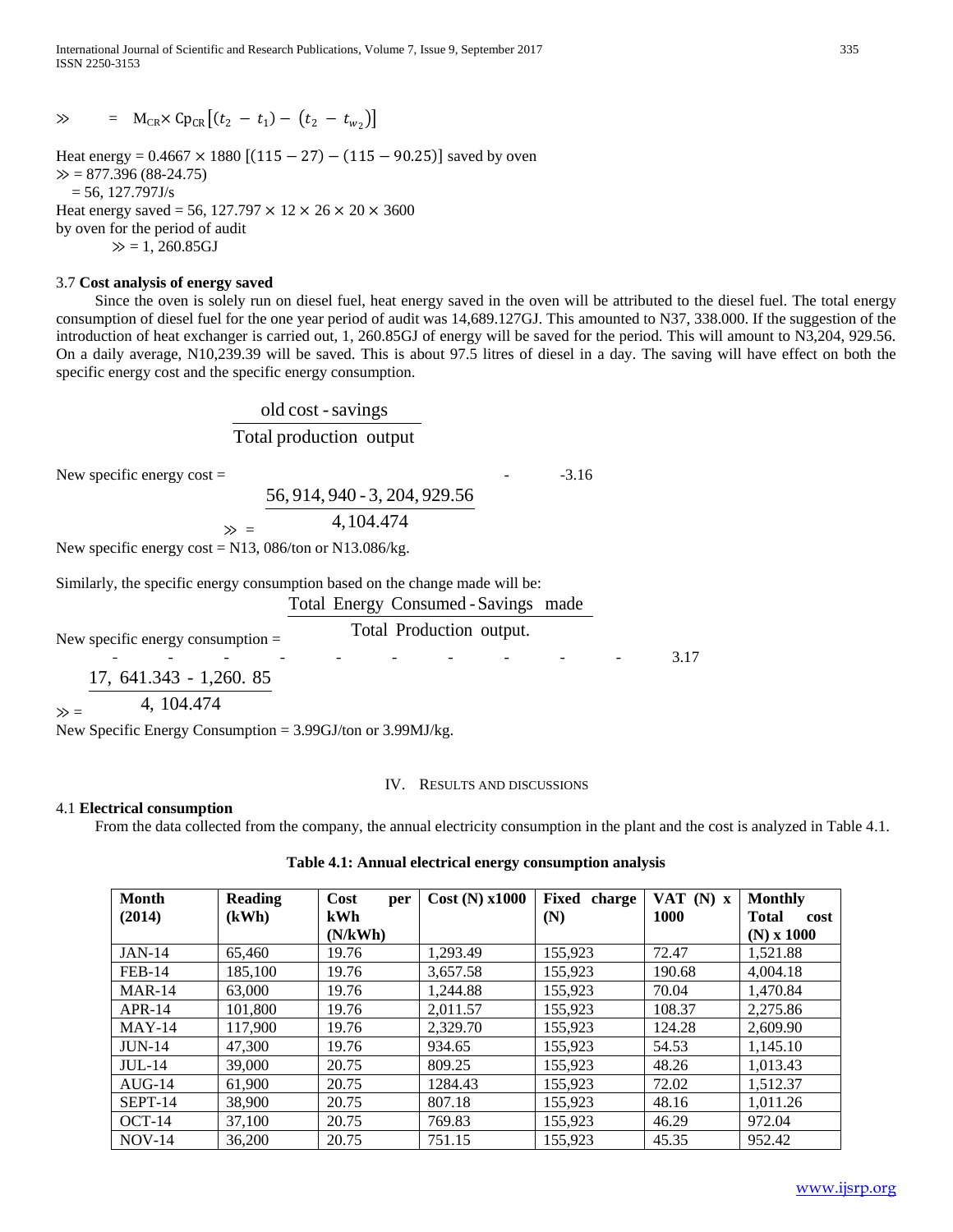$$\gg \quad = \quad M_{CR} \times Cp_{CR}\left[(t_2 - t_1) - (t_2 - t_{w_2})\right]$$

Heat energy = $0.4667 \times 1880\ [(115-27)-(115-90.25)]$ saved by oven
$\gg$ = 877.396 (88-24.75)
= 56, 127.797J/s
Heat energy saved = $56,127.797 \times 12 \times 26 \times 20 \times 3600$
by oven for the period of audit
$\gg$ = 1, 260.85GJ

3.7 **Cost analysis of energy saved**

Since the oven is solely run on diesel fuel, heat energy saved in the oven will be attributed to the diesel fuel. The total energy consumption of diesel fuel for the one year period of audit was 14,689.127GJ. This amounted to N37, 338.000. If the suggestion of the introduction of heat exchanger is carried out, 1, 260.85GJ of energy will be saved for the period. This will amount to N3,204, 929.56. On a daily average, N10,239.39 will be saved. This is about 97.5 litres of diesel in a day. The saving will have effect on both the specific energy cost and the specific energy consumption.

$$\text{New specific energy cost} = \frac{\text{old cost - savings}}{\text{Total production output}} \quad - \quad 3.16$$

$$\gg = \frac{56,914,940 - 3,204,929.56}{4,104.474}$$

New specific energy cost = N13, 086/ton or N13.086/kg.

Similarly, the specific energy consumption based on the change made will be:

$$\text{New specific energy consumption} = \frac{\text{Total Energy Consumed - Savings made}}{\text{Total Production output.}} \quad - \quad 3.17$$

$$\gg = \frac{17,641.343 - 1,260.85}{4,104.474}$$

New Specific Energy Consumption = 3.99GJ/ton or 3.99MJ/kg.

## IV. Results and Discussions

4.1 **Electrical consumption**

From the data collected from the company, the annual electricity consumption in the plant and the cost is analyzed in Table 4.1.

**Table 4.1: Annual electrical energy consumption analysis**

| **Month (2014)** | **Reading (kWh)** | **Cost per kWh (N/kWh)** | **Cost (N) x1000** | **Fixed charge (N)** | **VAT (N) x 1000** | **Monthly Total cost (N) x 1000** |
|---|---|---|---|---|---|---|
| JAN-14 | 65,460 | 19.76 | 1,293.49 | 155,923 | 72.47 | 1,521.88 |
| FEB-14 | 185,100 | 19.76 | 3,657.58 | 155,923 | 190.68 | 4,004.18 |
| MAR-14 | 63,000 | 19.76 | 1,244.88 | 155,923 | 70.04 | 1,470.84 |
| APR-14 | 101,800 | 19.76 | 2,011.57 | 155,923 | 108.37 | 2,275.86 |
| MAY-14 | 117,900 | 19.76 | 2,329.70 | 155,923 | 124.28 | 2,609.90 |
| JUN-14 | 47,300 | 19.76 | 934.65 | 155,923 | 54.53 | 1,145.10 |
| JUL-14 | 39,000 | 20.75 | 809.25 | 155,923 | 48.26 | 1,013.43 |
| AUG-14 | 61,900 | 20.75 | 1284.43 | 155,923 | 72.02 | 1,512.37 |
| SEPT-14 | 38,900 | 20.75 | 807.18 | 155,923 | 48.16 | 1,011.26 |
| OCT-14 | 37,100 | 20.75 | 769.83 | 155,923 | 46.29 | 972.04 |
| NOV-14 | 36,200 | 20.75 | 751.15 | 155,923 | 45.35 | 952.42 |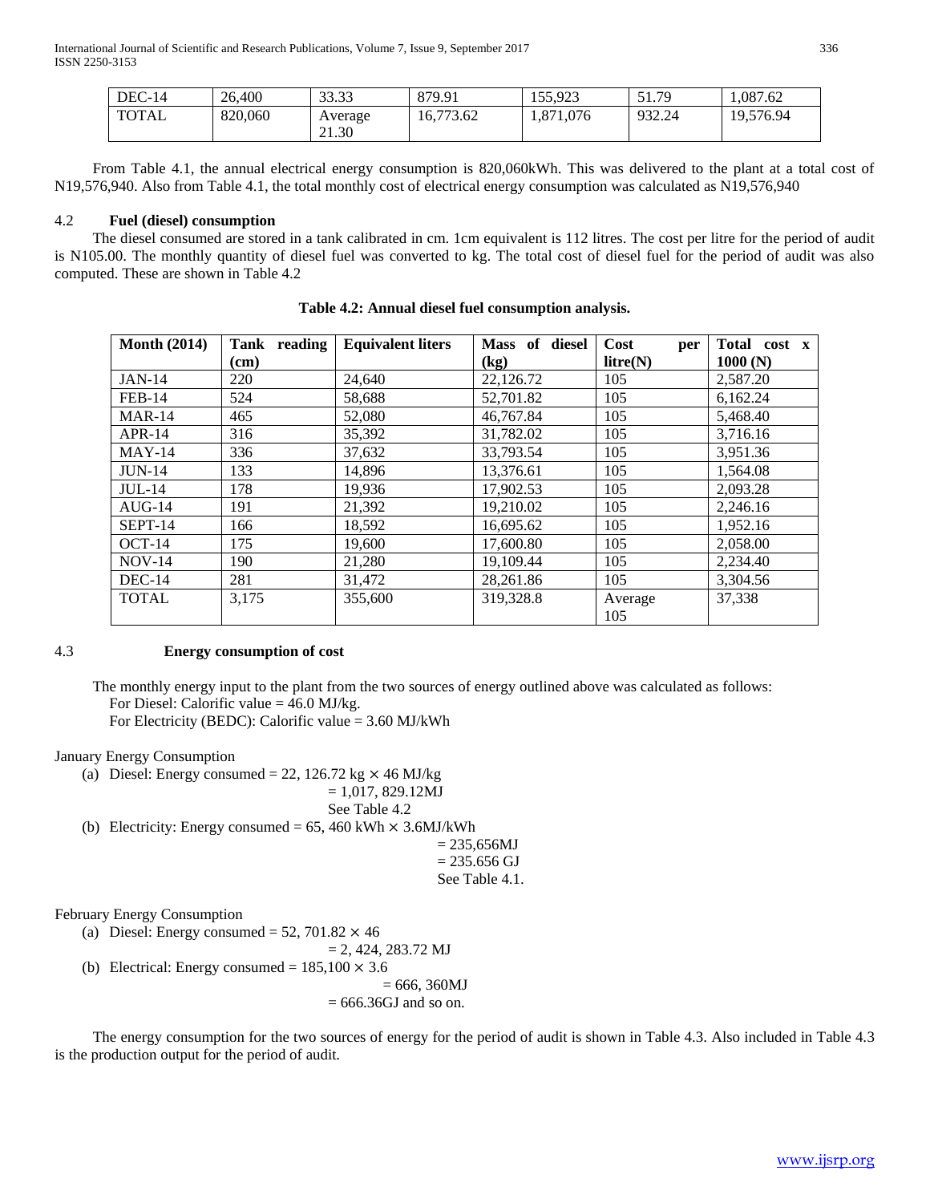| DEC-14 | 26,400 | 33.33 | 879.91 | 155,923 | 51.79 | 1,087.62 |
|---|---|---|---|---|---|---|
| TOTAL | 820,060 | Average 21.30 | 16,773.62 | 1,871,076 | 932.24 | 19,576.94 |

From Table 4.1, the annual electrical energy consumption is 820,060kWh. This was delivered to the plant at a total cost of N19,576,940. Also from Table 4.1, the total monthly cost of electrical energy consumption was calculated as N19,576,940

## 4.2 Fuel (diesel) consumption

The diesel consumed are stored in a tank calibrated in cm. 1cm equivalent is 112 litres. The cost per litre for the period of audit is N105.00. The monthly quantity of diesel fuel was converted to kg. The total cost of diesel fuel for the period of audit was also computed. These are shown in Table 4.2

**Table 4.2: Annual diesel fuel consumption analysis.**

| Month (2014) | Tank reading (cm) | Equivalent liters | Mass of diesel (kg) | Cost per litre(N) | Total cost x 1000 (N) |
|---|---|---|---|---|---|
| JAN-14 | 220 | 24,640 | 22,126.72 | 105 | 2,587.20 |
| FEB-14 | 524 | 58,688 | 52,701.82 | 105 | 6,162.24 |
| MAR-14 | 465 | 52,080 | 46,767.84 | 105 | 5,468.40 |
| APR-14 | 316 | 35,392 | 31,782.02 | 105 | 3,716.16 |
| MAY-14 | 336 | 37,632 | 33,793.54 | 105 | 3,951.36 |
| JUN-14 | 133 | 14,896 | 13,376.61 | 105 | 1,564.08 |
| JUL-14 | 178 | 19,936 | 17,902.53 | 105 | 2,093.28 |
| AUG-14 | 191 | 21,392 | 19,210.02 | 105 | 2,246.16 |
| SEPT-14 | 166 | 18,592 | 16,695.62 | 105 | 1,952.16 |
| OCT-14 | 175 | 19,600 | 17,600.80 | 105 | 2,058.00 |
| NOV-14 | 190 | 21,280 | 19,109.44 | 105 | 2,234.40 |
| DEC-14 | 281 | 31,472 | 28,261.86 | 105 | 3,304.56 |
| TOTAL | 3,175 | 355,600 | 319,328.8 | Average 105 | 37,338 |

## 4.3 Energy consumption of cost

The monthly energy input to the plant from the two sources of energy outlined above was calculated as follows:
For Diesel: Calorific value = 46.0 MJ/kg.
For Electricity (BEDC): Calorific value = 3.60 MJ/kWh

January Energy Consumption

(a) Diesel: Energy consumed = 22, 126.72 kg × 46 MJ/kg
= 1,017, 829.12MJ
See Table 4.2

(b) Electricity: Energy consumed = 65, 460 kWh × 3.6MJ/kWh
= 235,656MJ
= 235.656 GJ
See Table 4.1.

February Energy Consumption

(a) Diesel: Energy consumed = 52, 701.82 × 46
= 2, 424, 283.72 MJ

(b) Electrical: Energy consumed = 185,100 × 3.6
= 666, 360MJ
= 666.36GJ and so on.

The energy consumption for the two sources of energy for the period of audit is shown in Table 4.3. Also included in Table 4.3 is the production output for the period of audit.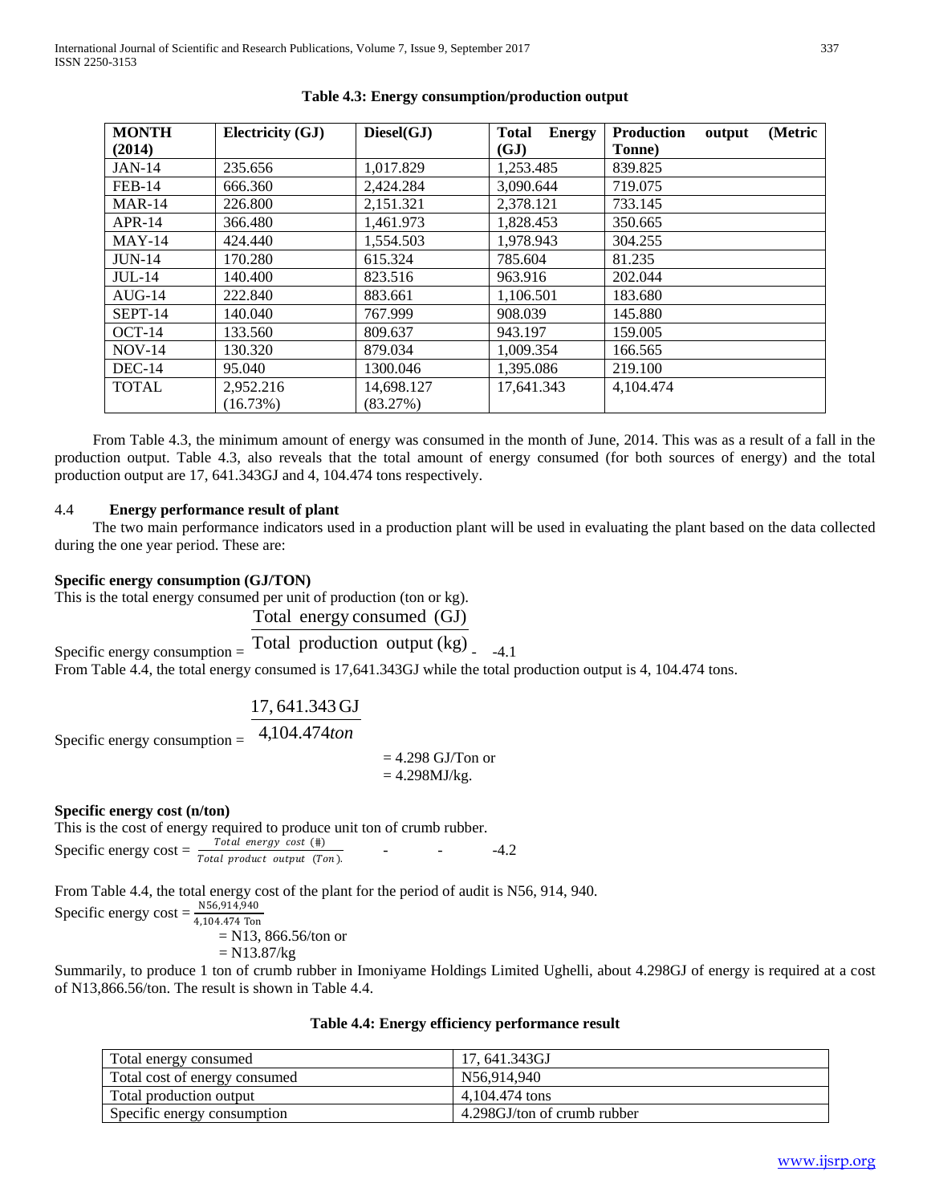**Table 4.3: Energy consumption/production output**

| MONTH (2014) | Electricity (GJ) | Diesel(GJ) | Total Energy (GJ) | Production output (Metric Tonne) |
|---|---|---|---|---|
| JAN-14 | 235.656 | 1,017.829 | 1,253.485 | 839.825 |
| FEB-14 | 666.360 | 2,424.284 | 3,090.644 | 719.075 |
| MAR-14 | 226.800 | 2,151.321 | 2,378.121 | 733.145 |
| APR-14 | 366.480 | 1,461.973 | 1,828.453 | 350.665 |
| MAY-14 | 424.440 | 1,554.503 | 1,978.943 | 304.255 |
| JUN-14 | 170.280 | 615.324 | 785.604 | 81.235 |
| JUL-14 | 140.400 | 823.516 | 963.916 | 202.044 |
| AUG-14 | 222.840 | 883.661 | 1,106.501 | 183.680 |
| SEPT-14 | 140.040 | 767.999 | 908.039 | 145.880 |
| OCT-14 | 133.560 | 809.637 | 943.197 | 159.005 |
| NOV-14 | 130.320 | 879.034 | 1,009.354 | 166.565 |
| DEC-14 | 95.040 | 1300.046 | 1,395.086 | 219.100 |
| TOTAL | 2,952.216 (16.73%) | 14,698.127 (83.27%) | 17,641.343 | 4,104.474 |

From Table 4.3, the minimum amount of energy was consumed in the month of June, 2014. This was as a result of a fall in the production output. Table 4.3, also reveals that the total amount of energy consumed (for both sources of energy) and the total production output are 17, 641.343GJ and 4, 104.474 tons respectively.

## 4.4 Energy performance result of plant

The two main performance indicators used in a production plant will be used in evaluating the plant based on the data collected during the one year period. These are:

**Specific energy consumption (GJ/TON)**

This is the total energy consumed per unit of production (ton or kg).

$$\text{Specific energy consumption} = \frac{\text{Total energy consumed (GJ)}}{\text{Total production output (kg)}} \quad - \quad -4.1$$

From Table 4.4, the total energy consumed is 17,641.343GJ while the total production output is 4, 104.474 tons.

$$\text{Specific energy consumption} = \frac{17,641.343\,\text{GJ}}{4{,}104.474\,ton}$$

$$= 4.298 \text{ GJ/Ton or}$$
$$= 4.298 \text{MJ/kg.}$$

**Specific energy cost (n/ton)**

This is the cost of energy required to produce unit ton of crumb rubber.

$$\text{Specific energy cost} = \frac{\textit{Total energy cost } (₦)}{\textit{Total product output (Ton).}} \quad - \quad - \quad -4.2$$

From Table 4.4, the total energy cost of the plant for the period of audit is N56, 914, 940.

$$\text{Specific energy cost} = \frac{\text{N56,914,940}}{\text{4,104.474 Ton}}$$
$$= \text{N13, 866.56/ton or}$$
$$= \text{N13.87/kg}$$

Summarily, to produce 1 ton of crumb rubber in Imoniyame Holdings Limited Ughelli, about 4.298GJ of energy is required at a cost of N13,866.56/ton. The result is shown in Table 4.4.

**Table 4.4: Energy efficiency performance result**

| | |
|---|---|
| Total energy consumed | 17, 641.343GJ |
| Total cost of energy consumed | N56,914,940 |
| Total production output | 4,104.474 tons |
| Specific energy consumption | 4.298GJ/ton of crumb rubber |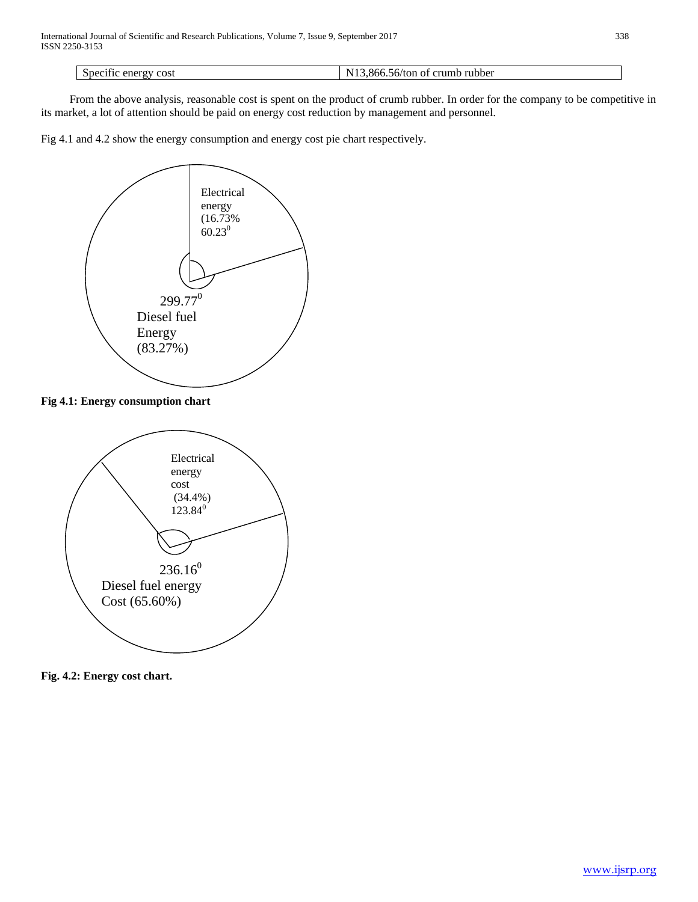| Specific energy cost | N13,866.56/ton of crumb rubber |
|---|---|

From the above analysis, reasonable cost is spent on the product of crumb rubber. In order for the company to be competitive in its market, a lot of attention should be paid on energy cost reduction by management and personnel.

Fig 4.1 and 4.2 show the energy consumption and energy cost pie chart respectively.

Electrical energy (16.73% $60.23^0$

$299.77^0$ Diesel fuel Energy (83.27%)

**Fig 4.1: Energy consumption chart**

Electrical energy cost (34.4%) $123.84^0$

$236.16^0$ Diesel fuel energy Cost (65.60%)

**Fig. 4.2: Energy cost chart.**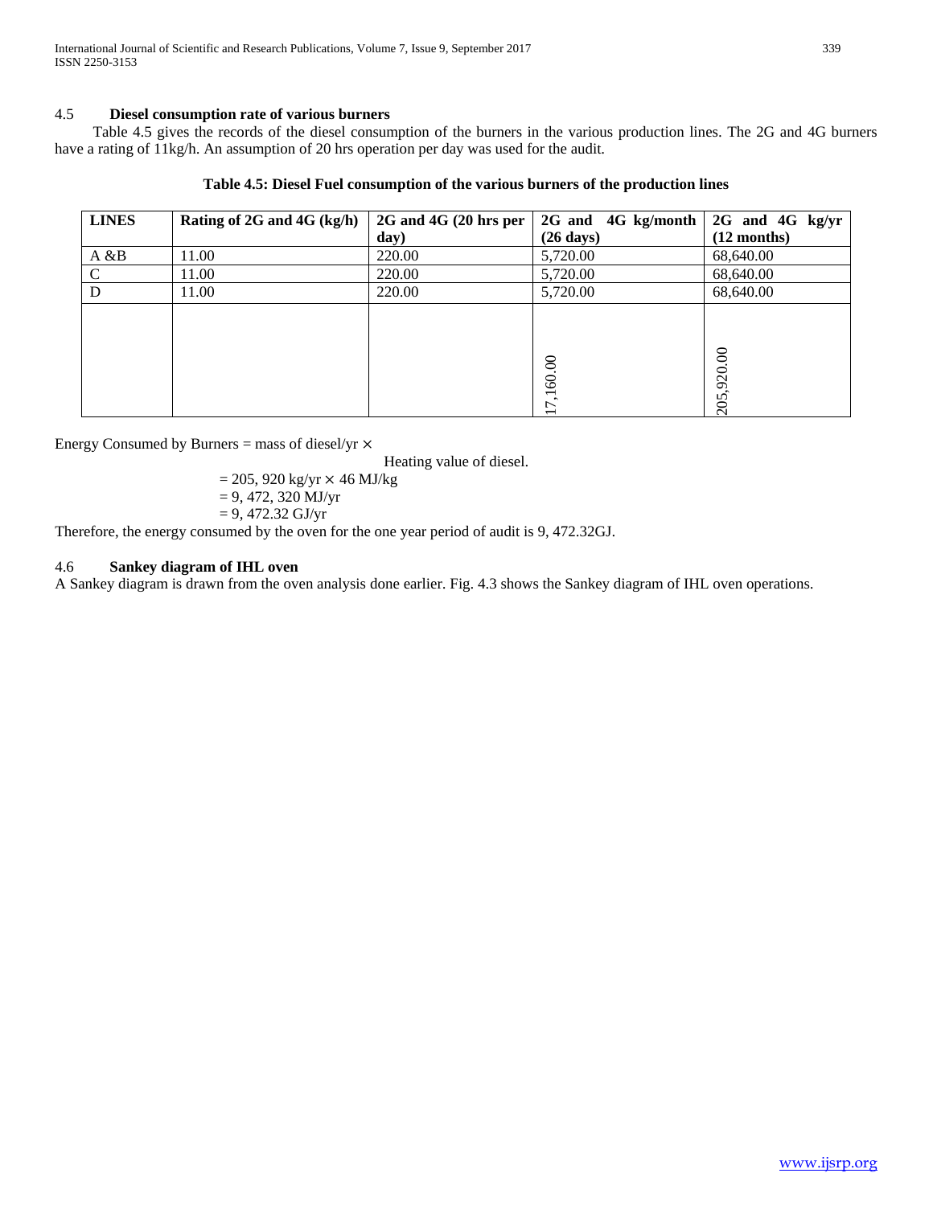## 4.5 Diesel consumption rate of various burners

Table 4.5 gives the records of the diesel consumption of the burners in the various production lines. The 2G and 4G burners have a rating of 11kg/h. An assumption of 20 hrs operation per day was used for the audit.

**Table 4.5: Diesel Fuel consumption of the various burners of the production lines**

| LINES | Rating of 2G and 4G (kg/h) | 2G and 4G (20 hrs per day) | 2G and 4G kg/month (26 days) | 2G and 4G kg/yr (12 months) |
|---|---|---|---|---|
| A &B | 11.00 | 220.00 | 5,720.00 | 68,640.00 |
| C | 11.00 | 220.00 | 5,720.00 | 68,640.00 |
| D | 11.00 | 220.00 | 5,720.00 | 68,640.00 |
| | | | 17,160.00 | 205,920.00 |

Energy Consumed by Burners = mass of diesel/yr $\times$ Heating value of diesel.

= 205, 920 kg/yr $\times$ 46 MJ/kg

= 9, 472, 320 MJ/yr

= 9, 472.32 GJ/yr

Therefore, the energy consumed by the oven for the one year period of audit is 9, 472.32GJ.

## 4.6 Sankey diagram of IHL oven

A Sankey diagram is drawn from the oven analysis done earlier. Fig. 4.3 shows the Sankey diagram of IHL oven operations.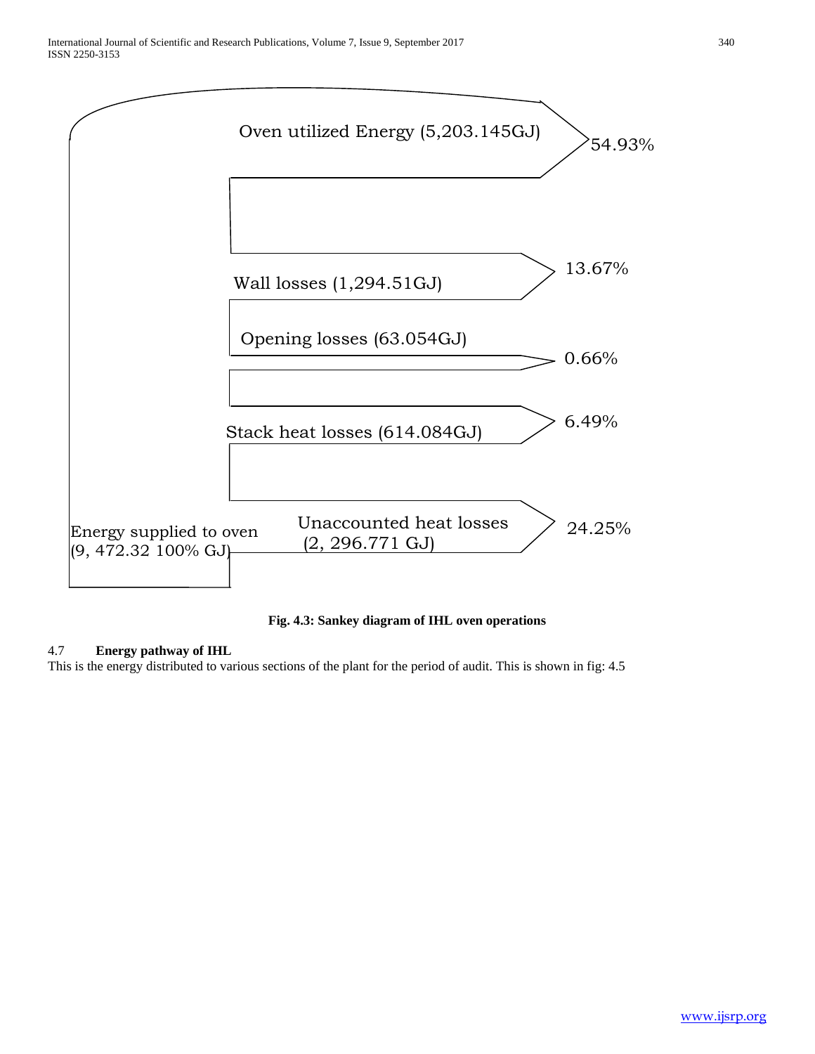Oven utilized Energy (5,203.145GJ) 54.93%

Wall losses (1,294.51GJ) 13.67%

Opening losses (63.054GJ) 0.66%

Stack heat losses (614.084GJ) 6.49%

Unaccounted heat losses (2, 296.771 GJ) 24.25%

Energy supplied to oven (9, 472.32 100% GJ)

**Fig. 4.3: Sankey diagram of IHL oven operations**

### 4.7 Energy pathway of IHL

This is the energy distributed to various sections of the plant for the period of audit. This is shown in fig: 4.5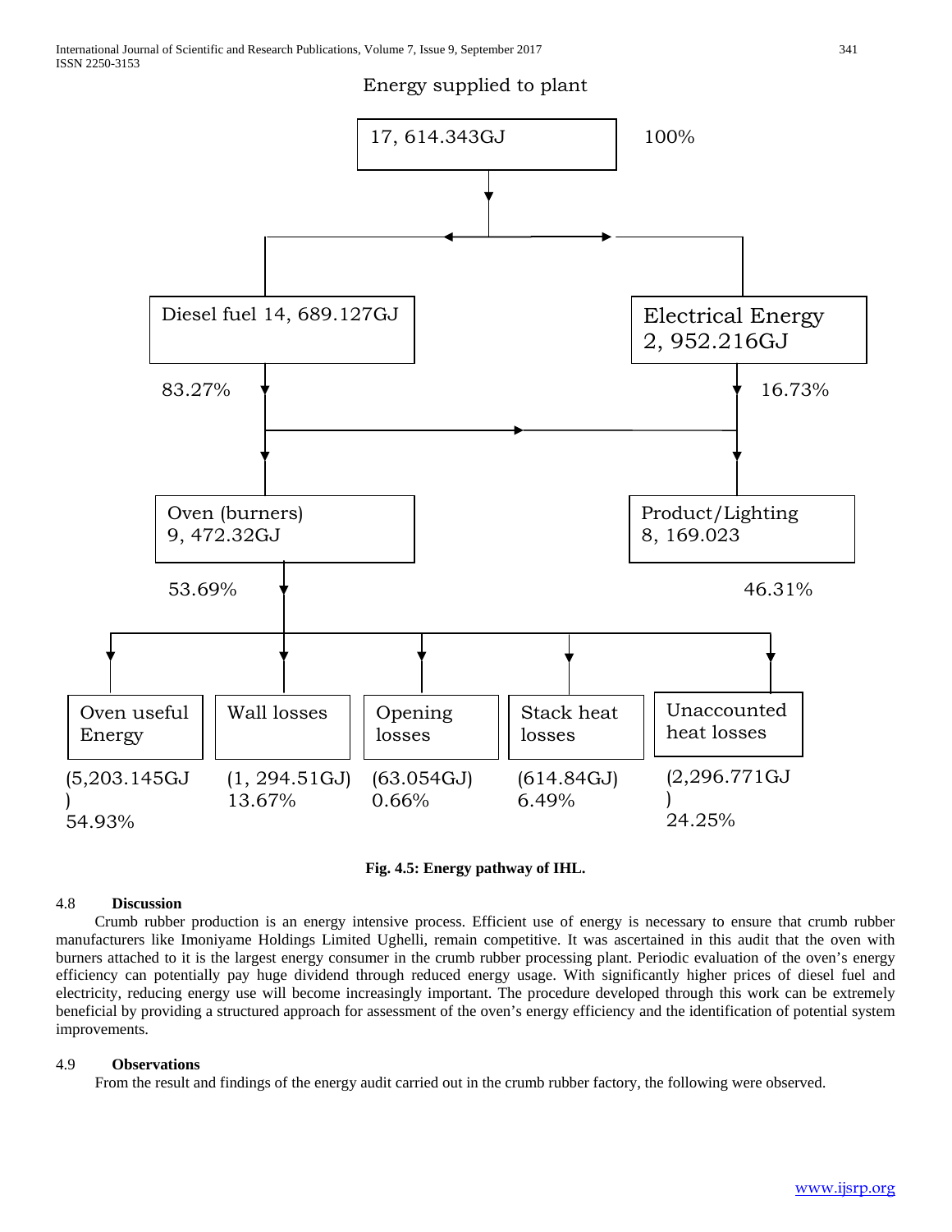Energy supplied to plant

17, 614.343GJ — 100%

Diesel fuel 14, 689.127GJ — 83.27%

Electrical Energy 2, 952.216GJ — 16.73%

Oven (burners) 9, 472.32GJ — 53.69%

Product/Lighting 8, 169.023 — 46.31%

| Oven useful Energy | Wall losses | Opening losses | Stack heat losses | Unaccounted heat losses |
|---|---|---|---|---|
| (5,203.145GJ) 54.93% | (1, 294.51GJ) 13.67% | (63.054GJ) 0.66% | (614.84GJ) 6.49% | (2,296.771GJ) 24.25% |

**Fig. 4.5: Energy pathway of IHL.**

## 4.8 Discussion

Crumb rubber production is an energy intensive process. Efficient use of energy is necessary to ensure that crumb rubber manufacturers like Imoniyame Holdings Limited Ughelli, remain competitive. It was ascertained in this audit that the oven with burners attached to it is the largest energy consumer in the crumb rubber processing plant. Periodic evaluation of the oven's energy efficiency can potentially pay huge dividend through reduced energy usage. With significantly higher prices of diesel fuel and electricity, reducing energy use will become increasingly important. The procedure developed through this work can be extremely beneficial by providing a structured approach for assessment of the oven's energy efficiency and the identification of potential system improvements.

## 4.9 Observations

From the result and findings of the energy audit carried out in the crumb rubber factory, the following were observed.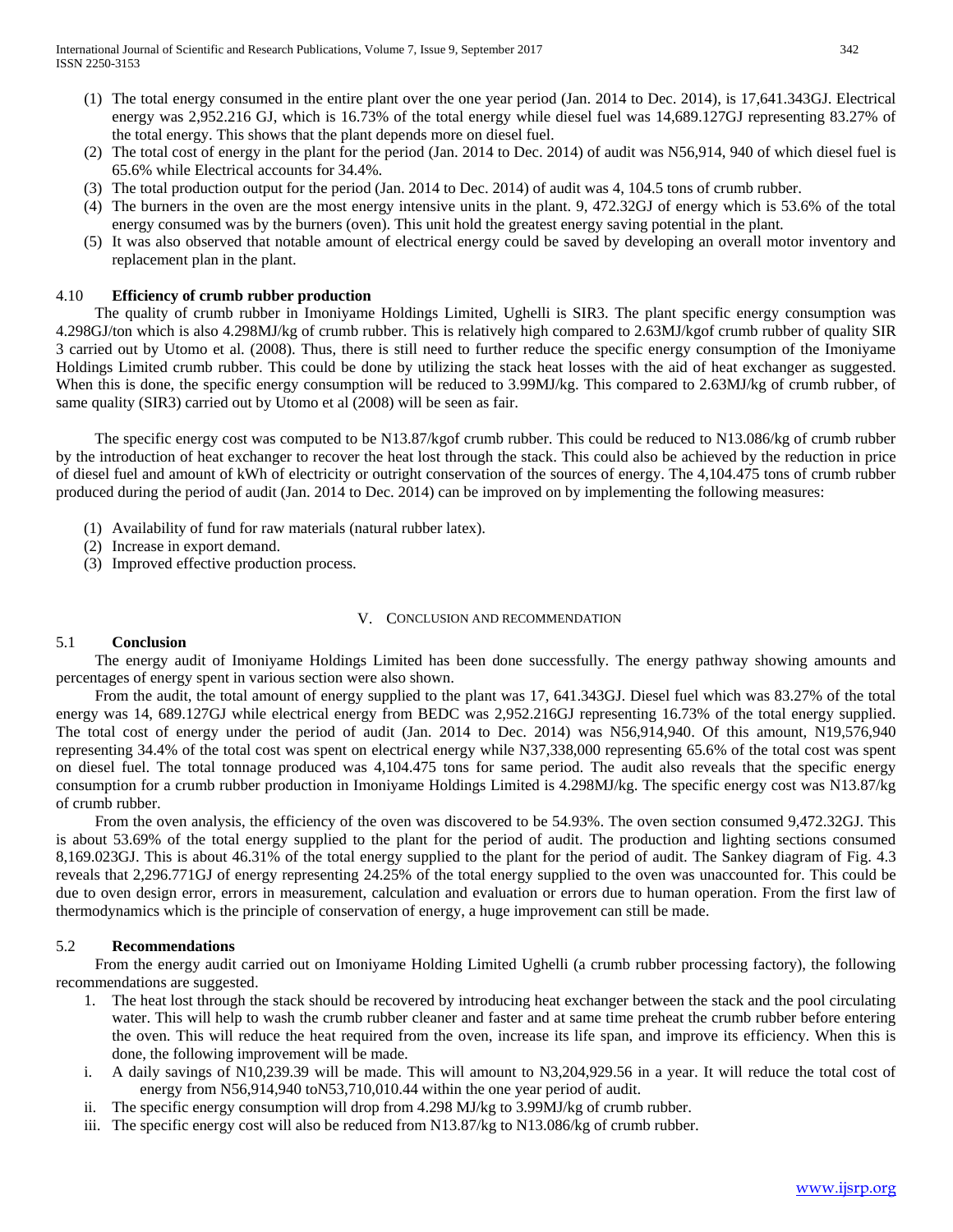(1) The total energy consumed in the entire plant over the one year period (Jan. 2014 to Dec. 2014), is 17,641.343GJ. Electrical energy was 2,952.216 GJ, which is 16.73% of the total energy while diesel fuel was 14,689.127GJ representing 83.27% of the total energy. This shows that the plant depends more on diesel fuel.
(2) The total cost of energy in the plant for the period (Jan. 2014 to Dec. 2014) of audit was N56,914, 940 of which diesel fuel is 65.6% while Electrical accounts for 34.4%.
(3) The total production output for the period (Jan. 2014 to Dec. 2014) of audit was 4, 104.5 tons of crumb rubber.
(4) The burners in the oven are the most energy intensive units in the plant. 9, 472.32GJ of energy which is 53.6% of the total energy consumed was by the burners (oven). This unit hold the greatest energy saving potential in the plant.
(5) It was also observed that notable amount of electrical energy could be saved by developing an overall motor inventory and replacement plan in the plant.

### 4.10 Efficiency of crumb rubber production

The quality of crumb rubber in Imoniyame Holdings Limited, Ughelli is SIR3. The plant specific energy consumption was 4.298GJ/ton which is also 4.298MJ/kg of crumb rubber. This is relatively high compared to 2.63MJ/kgof crumb rubber of quality SIR 3 carried out by Utomo et al. (2008). Thus, there is still need to further reduce the specific energy consumption of the Imoniyame Holdings Limited crumb rubber. This could be done by utilizing the stack heat losses with the aid of heat exchanger as suggested. When this is done, the specific energy consumption will be reduced to 3.99MJ/kg. This compared to 2.63MJ/kg of crumb rubber, of same quality (SIR3) carried out by Utomo et al (2008) will be seen as fair.

The specific energy cost was computed to be N13.87/kgof crumb rubber. This could be reduced to N13.086/kg of crumb rubber by the introduction of heat exchanger to recover the heat lost through the stack. This could also be achieved by the reduction in price of diesel fuel and amount of kWh of electricity or outright conservation of the sources of energy. The 4,104.475 tons of crumb rubber produced during the period of audit (Jan. 2014 to Dec. 2014) can be improved on by implementing the following measures:

(1) Availability of fund for raw materials (natural rubber latex).
(2) Increase in export demand.
(3) Improved effective production process.

## V. CONCLUSION AND RECOMMENDATION

### 5.1 Conclusion

The energy audit of Imoniyame Holdings Limited has been done successfully. The energy pathway showing amounts and percentages of energy spent in various section were also shown.

From the audit, the total amount of energy supplied to the plant was 17, 641.343GJ. Diesel fuel which was 83.27% of the total energy was 14, 689.127GJ while electrical energy from BEDC was 2,952.216GJ representing 16.73% of the total energy supplied. The total cost of energy under the period of audit (Jan. 2014 to Dec. 2014) was N56,914,940. Of this amount, N19,576,940 representing 34.4% of the total cost was spent on electrical energy while N37,338,000 representing 65.6% of the total cost was spent on diesel fuel. The total tonnage produced was 4,104.475 tons for same period. The audit also reveals that the specific energy consumption for a crumb rubber production in Imoniyame Holdings Limited is 4.298MJ/kg. The specific energy cost was N13.87/kg of crumb rubber.

From the oven analysis, the efficiency of the oven was discovered to be 54.93%. The oven section consumed 9,472.32GJ. This is about 53.69% of the total energy supplied to the plant for the period of audit. The production and lighting sections consumed 8,169.023GJ. This is about 46.31% of the total energy supplied to the plant for the period of audit. The Sankey diagram of Fig. 4.3 reveals that 2,296.771GJ of energy representing 24.25% of the total energy supplied to the oven was unaccounted for. This could be due to oven design error, errors in measurement, calculation and evaluation or errors due to human operation. From the first law of thermodynamics which is the principle of conservation of energy, a huge improvement can still be made.

### 5.2 Recommendations

From the energy audit carried out on Imoniyame Holding Limited Ughelli (a crumb rubber processing factory), the following recommendations are suggested.

1. The heat lost through the stack should be recovered by introducing heat exchanger between the stack and the pool circulating water. This will help to wash the crumb rubber cleaner and faster and at same time preheat the crumb rubber before entering the oven. This will reduce the heat required from the oven, increase its life span, and improve its efficiency. When this is done, the following improvement will be made.

   i. A daily savings of N10,239.39 will be made. This will amount to N3,204,929.56 in a year. It will reduce the total cost of energy from N56,914,940 toN53,710,010.44 within the one year period of audit.
   ii. The specific energy consumption will drop from 4.298 MJ/kg to 3.99MJ/kg of crumb rubber.
   iii. The specific energy cost will also be reduced from N13.87/kg to N13.086/kg of crumb rubber.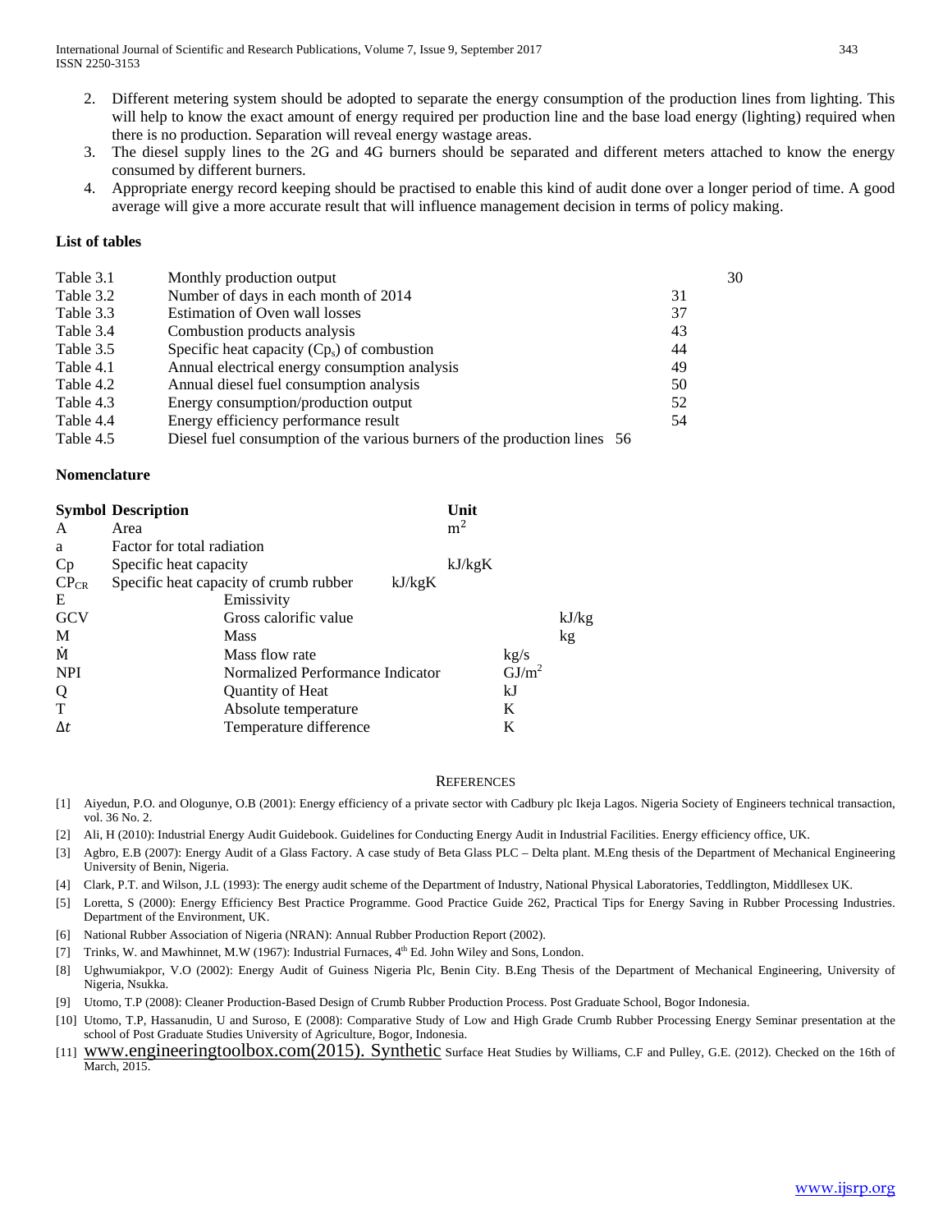2. Different metering system should be adopted to separate the energy consumption of the production lines from lighting. This will help to know the exact amount of energy required per production line and the base load energy (lighting) required when there is no production. Separation will reveal energy wastage areas.
3. The diesel supply lines to the 2G and 4G burners should be separated and different meters attached to know the energy consumed by different burners.
4. Appropriate energy record keeping should be practised to enable this kind of audit done over a longer period of time. A good average will give a more accurate result that will influence management decision in terms of policy making.

**List of tables**

| | | |
|---|---|---|
| Table 3.1 | Monthly production output | 30 |
| Table 3.2 | Number of days in each month of 2014 | 31 |
| Table 3.3 | Estimation of Oven wall losses | 37 |
| Table 3.4 | Combustion products analysis | 43 |
| Table 3.5 | Specific heat capacity ($Cp_s$) of combustion | 44 |
| Table 4.1 | Annual electrical energy consumption analysis | 49 |
| Table 4.2 | Annual diesel fuel consumption analysis | 50 |
| Table 4.3 | Energy consumption/production output | 52 |
| Table 4.4 | Energy efficiency performance result | 54 |
| Table 4.5 | Diesel fuel consumption of the various burners of the production lines | 56 |

**Nomenclature**

| **Symbol** | **Description** | **Unit** |
|---|---|---|
| A | Area | $m^2$ |
| a | Factor for total radiation | |
| Cp | Specific heat capacity | kJ/kgK |
| $CP_{CR}$ | Specific heat capacity of crumb rubber | kJ/kgK |
| E | Emissivity | |
| GCV | Gross calorific value | kJ/kg |
| M | Mass | kg |
| $\dot{M}$ | Mass flow rate | kg/s |
| NPI | Normalized Performance Indicator | $GJ/m^2$ |
| Q | Quantity of Heat | kJ |
| T | Absolute temperature | K |
| $\Delta t$ | Temperature difference | K |

## References

[1] Aiyedun, P.O. and Ologunye, O.B (2001): Energy efficiency of a private sector with Cadbury plc Ikeja Lagos. Nigeria Society of Engineers technical transaction, vol. 36 No. 2.

[2] Ali, H (2010): Industrial Energy Audit Guidebook. Guidelines for Conducting Energy Audit in Industrial Facilities. Energy efficiency office, UK.

[3] Agbro, E.B (2007): Energy Audit of a Glass Factory. A case study of Beta Glass PLC – Delta plant. M.Eng thesis of the Department of Mechanical Engineering University of Benin, Nigeria.

[4] Clark, P.T. and Wilson, J.L (1993): The energy audit scheme of the Department of Industry, National Physical Laboratories, Teddlington, Middllesex UK.

[5] Loretta, S (2000): Energy Efficiency Best Practice Programme. Good Practice Guide 262, Practical Tips for Energy Saving in Rubber Processing Industries. Department of the Environment, UK.

[6] National Rubber Association of Nigeria (NRAN): Annual Rubber Production Report (2002).

[7] Trinks, W. and Mawhinnet, M.W (1967): Industrial Furnaces, 4th Ed. John Wiley and Sons, London.

[8] Ughwumiakpor, V.O (2002): Energy Audit of Guiness Nigeria Plc, Benin City. B.Eng Thesis of the Department of Mechanical Engineering, University of Nigeria, Nsukka.

[9] Utomo, T.P (2008): Cleaner Production-Based Design of Crumb Rubber Production Process. Post Graduate School, Bogor Indonesia.

[10] Utomo, T.P, Hassanudin, U and Suroso, E (2008): Comparative Study of Low and High Grade Crumb Rubber Processing Energy Seminar presentation at the school of Post Graduate Studies University of Agriculture, Bogor, Indonesia.

[11] www.engineeringtoolbox.com(2015). Synthetic Surface Heat Studies by Williams, C.F and Pulley, G.E. (2012). Checked on the 16th of March, 2015.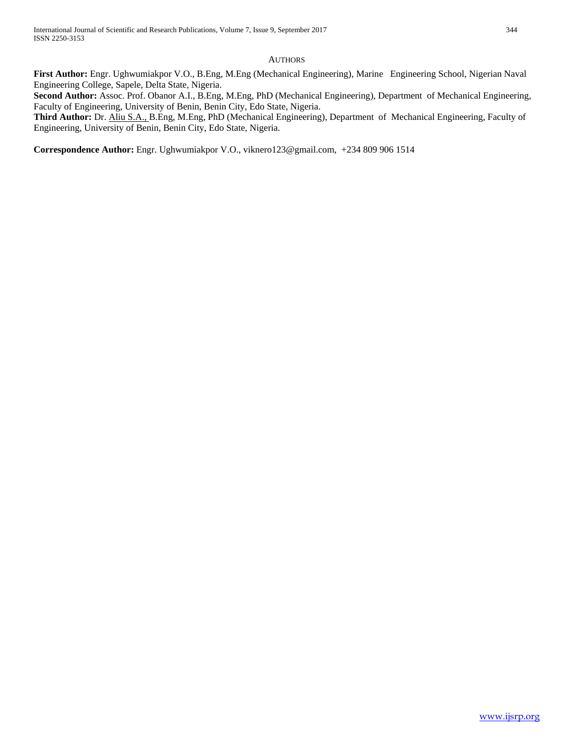## AUTHORS

**First Author:** Engr. Ughwumiakpor V.O., B.Eng, M.Eng (Mechanical Engineering), Marine Engineering School, Nigerian Naval Engineering College, Sapele, Delta State, Nigeria.

**Second Author:** Assoc. Prof. Obanor A.I., B.Eng, M.Eng, PhD (Mechanical Engineering), Department of Mechanical Engineering, Faculty of Engineering, University of Benin, Benin City, Edo State, Nigeria.

**Third Author:** Dr. Aliu S.A., B.Eng, M.Eng, PhD (Mechanical Engineering), Department of Mechanical Engineering, Faculty of Engineering, University of Benin, Benin City, Edo State, Nigeria.

**Correspondence Author:** Engr. Ughwumiakpor V.O., viknero123@gmail.com, +234 809 906 1514